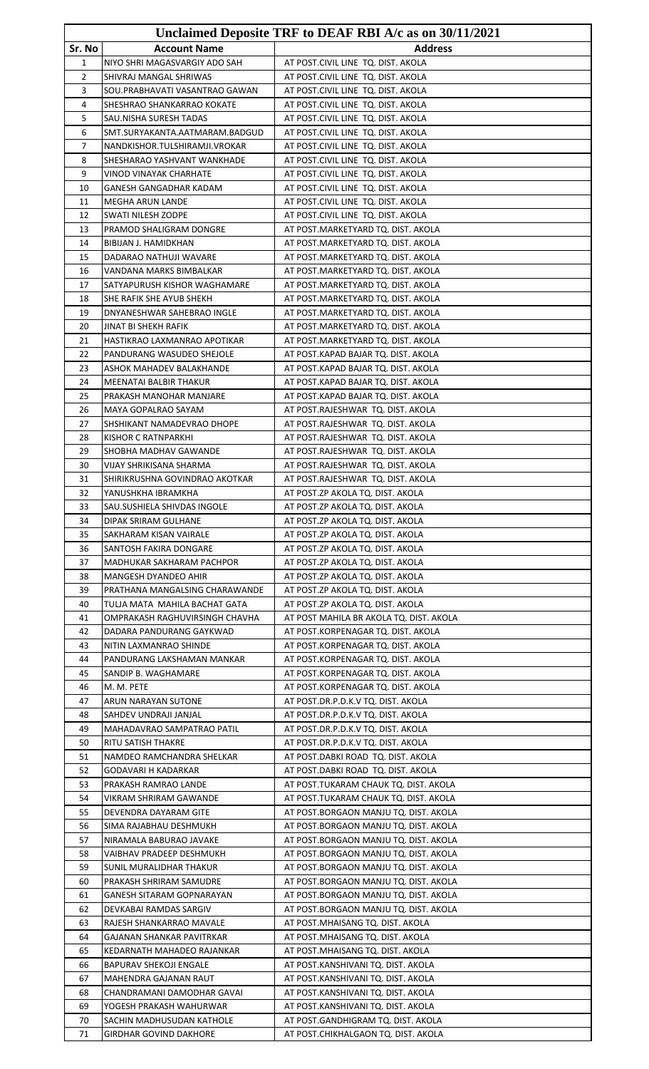# Unclaimed Deposite TRF to DEAF RBI A/c as on 30/11/2021

| Sr. No | Account Name | Address |
|---|---|---|
| 1 | NIYO SHRI MAGASVARGIY ADO SAH | AT POST.CIVIL LINE TQ. DIST. AKOLA |
| 2 | SHIVRAJ MANGAL SHRIWAS | AT POST.CIVIL LINE TQ. DIST. AKOLA |
| 3 | SOU.PRABHAVATI VASANTRAO GAWAN | AT POST.CIVIL LINE TQ. DIST. AKOLA |
| 4 | SHESHRAO SHANKARRAO KOKATE | AT POST.CIVIL LINE TQ. DIST. AKOLA |
| 5 | SAU.NISHA SURESH TADAS | AT POST.CIVIL LINE TQ. DIST. AKOLA |
| 6 | SMT.SURYAKANTA.AATMARAM.BADGUD | AT POST.CIVIL LINE TQ. DIST. AKOLA |
| 7 | NANDKISHOR.TULSHIRAMJI.VROKAR | AT POST.CIVIL LINE TQ. DIST. AKOLA |
| 8 | SHESHARAO YASHVANT WANKHADE | AT POST.CIVIL LINE TQ. DIST. AKOLA |
| 9 | VINOD VINAYAK CHARHATE | AT POST.CIVIL LINE TQ. DIST. AKOLA |
| 10 | GANESH GANGADHAR KADAM | AT POST.CIVIL LINE TQ. DIST. AKOLA |
| 11 | MEGHA ARUN LANDE | AT POST.CIVIL LINE TQ. DIST. AKOLA |
| 12 | SWATI NILESH ZODPE | AT POST.CIVIL LINE TQ. DIST. AKOLA |
| 13 | PRAMOD SHALIGRAM DONGRE | AT POST.MARKETYARD TQ. DIST. AKOLA |
| 14 | BIBIJAN J. HAMIDKHAN | AT POST.MARKETYARD TQ. DIST. AKOLA |
| 15 | DADARAO NATHUJI WAVARE | AT POST.MARKETYARD TQ. DIST. AKOLA |
| 16 | VANDANA MARKS BIMBALKAR | AT POST.MARKETYARD TQ. DIST. AKOLA |
| 17 | SATYAPURUSH KISHOR WAGHAMARE | AT POST.MARKETYARD TQ. DIST. AKOLA |
| 18 | SHE RAFIK SHE AYUB SHEKH | AT POST.MARKETYARD TQ. DIST. AKOLA |
| 19 | DNYANESHWAR SAHEBRAO INGLE | AT POST.MARKETYARD TQ. DIST. AKOLA |
| 20 | JINAT BI SHEKH RAFIK | AT POST.MARKETYARD TQ. DIST. AKOLA |
| 21 | HASTIKRAO LAXMANRAO APOTIKAR | AT POST.MARKETYARD TQ. DIST. AKOLA |
| 22 | PANDURANG WASUDEO SHEJOLE | AT POST.KAPAD BAJAR TQ. DIST. AKOLA |
| 23 | ASHOK MAHADEV BALAKHANDE | AT POST.KAPAD BAJAR TQ. DIST. AKOLA |
| 24 | MEENATAI BALBIR THAKUR | AT POST.KAPAD BAJAR TQ. DIST. AKOLA |
| 25 | PRAKASH MANOHAR MANJARE | AT POST.KAPAD BAJAR TQ. DIST. AKOLA |
| 26 | MAYA GOPALRAO SAYAM | AT POST.RAJESHWAR TQ. DIST. AKOLA |
| 27 | SHSHIKANT NAMADEVRAO DHOPE | AT POST.RAJESHWAR TQ. DIST. AKOLA |
| 28 | KISHOR C RATNPARKHI | AT POST.RAJESHWAR TQ. DIST. AKOLA |
| 29 | SHOBHA MADHAV GAWANDE | AT POST.RAJESHWAR TQ. DIST. AKOLA |
| 30 | VIJAY SHRIKISANA SHARMA | AT POST.RAJESHWAR TQ. DIST. AKOLA |
| 31 | SHIRIKRUSHNA GOVINDRAO AKOTKAR | AT POST.RAJESHWAR TQ. DIST. AKOLA |
| 32 | YANUSHKHA IBRAMKHA | AT POST.ZP AKOLA TQ. DIST. AKOLA |
| 33 | SAU.SUSHIELA SHIVDAS INGOLE | AT POST.ZP AKOLA TQ. DIST. AKOLA |
| 34 | DIPAK SRIRAM GULHANE | AT POST.ZP AKOLA TQ. DIST. AKOLA |
| 35 | SAKHARAM KISAN VAIRALE | AT POST.ZP AKOLA TQ. DIST. AKOLA |
| 36 | SANTOSH FAKIRA DONGARE | AT POST.ZP AKOLA TQ. DIST. AKOLA |
| 37 | MADHUKAR SAKHARAM PACHPOR | AT POST.ZP AKOLA TQ. DIST. AKOLA |
| 38 | MANGESH DYANDEO AHIR | AT POST.ZP AKOLA TQ. DIST. AKOLA |
| 39 | PRATHANA MANGALSING CHARAWANDE | AT POST.ZP AKOLA TQ. DIST. AKOLA |
| 40 | TULJA MATA MAHILA BACHAT GATA | AT POST.ZP AKOLA TQ. DIST. AKOLA |
| 41 | OMPRAKASH RAGHUVIRSINGH CHAVHA | AT POST MAHILA BR AKOLA TQ. DIST. AKOLA |
| 42 | DADARA PANDURANG GAYKWAD | AT POST.KORPENAGAR TQ. DIST. AKOLA |
| 43 | NITIN LAXMANRAO SHINDE | AT POST.KORPENAGAR TQ. DIST. AKOLA |
| 44 | PANDURANG LAKSHAMAN MANKAR | AT POST.KORPENAGAR TQ. DIST. AKOLA |
| 45 | SANDIP B. WAGHAMARE | AT POST.KORPENAGAR TQ. DIST. AKOLA |
| 46 | M. M. PETE | AT POST.KORPENAGAR TQ. DIST. AKOLA |
| 47 | ARUN NARAYAN SUTONE | AT POST.DR.P.D.K.V TQ. DIST. AKOLA |
| 48 | SAHDEV UNDRAJI JANJAL | AT POST.DR.P.D.K.V TQ. DIST. AKOLA |
| 49 | MAHADAVRAO SAMPATRAO PATIL | AT POST.DR.P.D.K.V TQ. DIST. AKOLA |
| 50 | RITU SATISH THAKRE | AT POST.DR.P.D.K.V TQ. DIST. AKOLA |
| 51 | NAMDEO RAMCHANDRA SHELKAR | AT POST.DABKI ROAD TQ. DIST. AKOLA |
| 52 | GODAVARI H KADARKAR | AT POST.DABKI ROAD TQ. DIST. AKOLA |
| 53 | PRAKASH RAMRAO LANDE | AT POST.TUKARAM CHAUK TQ. DIST. AKOLA |
| 54 | VIKRAM SHRIRAM GAWANDE | AT POST.TUKARAM CHAUK TQ. DIST. AKOLA |
| 55 | DEVENDRA DAYARAM GITE | AT POST.BORGAON MANJU TQ. DIST. AKOLA |
| 56 | SIMA RAJABHAU DESHMUKH | AT POST.BORGAON MANJU TQ. DIST. AKOLA |
| 57 | NIRAMALA BABURAO JAVAKE | AT POST.BORGAON MANJU TQ. DIST. AKOLA |
| 58 | VAIBHAV PRADEEP DESHMUKH | AT POST.BORGAON MANJU TQ. DIST. AKOLA |
| 59 | SUNIL MURALIDHAR THAKUR | AT POST.BORGAON MANJU TQ. DIST. AKOLA |
| 60 | PRAKASH SHRIRAM SAMUDRE | AT POST.BORGAON MANJU TQ. DIST. AKOLA |
| 61 | GANESH SITARAM GOPNARAYAN | AT POST.BORGAON MANJU TQ. DIST. AKOLA |
| 62 | DEVKABAI RAMDAS SARGIV | AT POST.BORGAON MANJU TQ. DIST. AKOLA |
| 63 | RAJESH SHANKARRAO MAVALE | AT POST.MHAISANG TQ. DIST. AKOLA |
| 64 | GAJANAN SHANKAR PAVITRKAR | AT POST.MHAISANG TQ. DIST. AKOLA |
| 65 | KEDARNATH MAHADEO RAJANKAR | AT POST.MHAISANG TQ. DIST. AKOLA |
| 66 | BAPURAV SHEKOJI ENGALE | AT POST.KANSHIVANI TQ. DIST. AKOLA |
| 67 | MAHENDRA GAJANAN RAUT | AT POST.KANSHIVANI TQ. DIST. AKOLA |
| 68 | CHANDRAMANI DAMODHAR GAVAI | AT POST.KANSHIVANI TQ. DIST. AKOLA |
| 69 | YOGESH PRAKASH WAHURWAR | AT POST.KANSHIVANI TQ. DIST. AKOLA |
| 70 | SACHIN MADHUSUDAN KATHOLE | AT POST.GANDHIGRAM TQ. DIST. AKOLA |
| 71 | GIRDHAR GOVIND DAKHORE | AT POST.CHIKHALGAON TQ. DIST. AKOLA |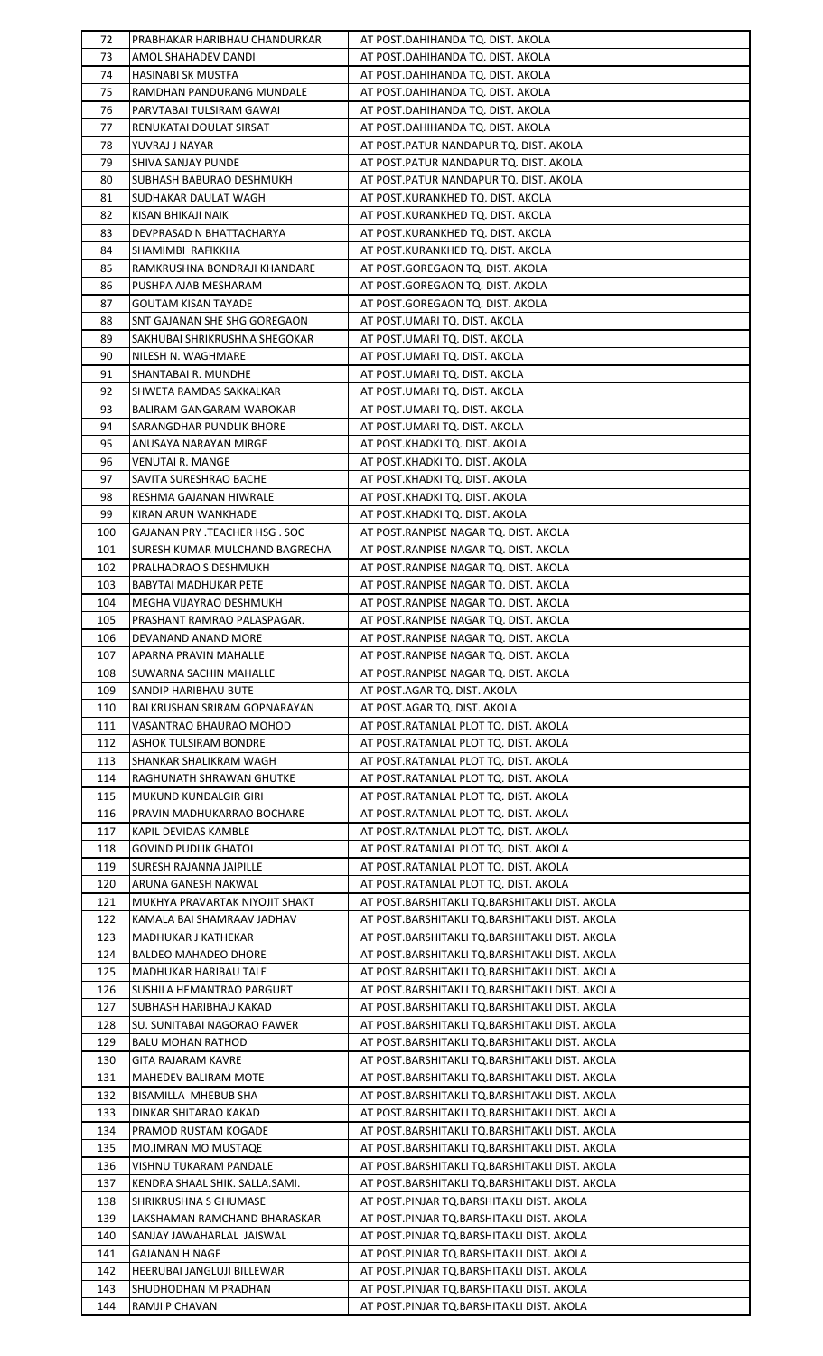| 72 | PRABHAKAR HARIBHAU CHANDURKAR | AT POST.DAHIHANDA TQ. DIST. AKOLA |
|---|---|---|
| 73 | AMOL SHAHADEV DANDI | AT POST.DAHIHANDA TQ. DIST. AKOLA |
| 74 | HASINABI SK MUSTFA | AT POST.DAHIHANDA TQ. DIST. AKOLA |
| 75 | RAMDHAN PANDURANG MUNDALE | AT POST.DAHIHANDA TQ. DIST. AKOLA |
| 76 | PARVTABAI TULSIRAM GAWAI | AT POST.DAHIHANDA TQ. DIST. AKOLA |
| 77 | RENUKATAI DOULAT SIRSAT | AT POST.DAHIHANDA TQ. DIST. AKOLA |
| 78 | YUVRAJ J NAYAR | AT POST.PATUR NANDAPUR TQ. DIST. AKOLA |
| 79 | SHIVA SANJAY PUNDE | AT POST.PATUR NANDAPUR TQ. DIST. AKOLA |
| 80 | SUBHASH BABURAO DESHMUKH | AT POST.PATUR NANDAPUR TQ. DIST. AKOLA |
| 81 | SUDHAKAR DAULAT WAGH | AT POST.KURANKHED TQ. DIST. AKOLA |
| 82 | KISAN BHIKAJI NAIK | AT POST.KURANKHED TQ. DIST. AKOLA |
| 83 | DEVPRASAD N BHATTACHARYA | AT POST.KURANKHED TQ. DIST. AKOLA |
| 84 | SHAMIMBI RAFIKKHA | AT POST.KURANKHED TQ. DIST. AKOLA |
| 85 | RAMKRUSHNA BONDRAJI KHANDARE | AT POST.GOREGAON TQ. DIST. AKOLA |
| 86 | PUSHPA AJAB MESHARAM | AT POST.GOREGAON TQ. DIST. AKOLA |
| 87 | GOUTAM KISAN TAYADE | AT POST.GOREGAON TQ. DIST. AKOLA |
| 88 | SNT GAJANAN SHE SHG GOREGAON | AT POST.UMARI TQ. DIST. AKOLA |
| 89 | SAKHUBAI SHRIKRUSHNA SHEGOKAR | AT POST.UMARI TQ. DIST. AKOLA |
| 90 | NILESH N. WAGHMARE | AT POST.UMARI TQ. DIST. AKOLA |
| 91 | SHANTABAI R. MUNDHE | AT POST.UMARI TQ. DIST. AKOLA |
| 92 | SHWETA RAMDAS SAKKALKAR | AT POST.UMARI TQ. DIST. AKOLA |
| 93 | BALIRAM GANGARAM WAROKAR | AT POST.UMARI TQ. DIST. AKOLA |
| 94 | SARANGDHAR PUNDLIK BHORE | AT POST.UMARI TQ. DIST. AKOLA |
| 95 | ANUSAYA NARAYAN MIRGE | AT POST.KHADKI TQ. DIST. AKOLA |
| 96 | VENUTAI R. MANGE | AT POST.KHADKI TQ. DIST. AKOLA |
| 97 | SAVITA SURESHRAO BACHE | AT POST.KHADKI TQ. DIST. AKOLA |
| 98 | RESHMA GAJANAN HIWRALE | AT POST.KHADKI TQ. DIST. AKOLA |
| 99 | KIRAN ARUN WANKHADE | AT POST.KHADKI TQ. DIST. AKOLA |
| 100 | GAJANAN PRY .TEACHER HSG . SOC | AT POST.RANPISE NAGAR TQ. DIST. AKOLA |
| 101 | SURESH KUMAR MULCHAND BAGRECHA | AT POST.RANPISE NAGAR TQ. DIST. AKOLA |
| 102 | PRALHADRAO S DESHMUKH | AT POST.RANPISE NAGAR TQ. DIST. AKOLA |
| 103 | BABYTAI MADHUKAR PETE | AT POST.RANPISE NAGAR TQ. DIST. AKOLA |
| 104 | MEGHA VIJAYRAO DESHMUKH | AT POST.RANPISE NAGAR TQ. DIST. AKOLA |
| 105 | PRASHANT RAMRAO PALASPAGAR. | AT POST.RANPISE NAGAR TQ. DIST. AKOLA |
| 106 | DEVANAND ANAND MORE | AT POST.RANPISE NAGAR TQ. DIST. AKOLA |
| 107 | APARNA PRAVIN MAHALLE | AT POST.RANPISE NAGAR TQ. DIST. AKOLA |
| 108 | SUWARNA SACHIN MAHALLE | AT POST.RANPISE NAGAR TQ. DIST. AKOLA |
| 109 | SANDIP HARIBHAU BUTE | AT POST.AGAR TQ. DIST. AKOLA |
| 110 | BALKRUSHAN SRIRAM GOPNARAYAN | AT POST.AGAR TQ. DIST. AKOLA |
| 111 | VASANTRAO BHAURAO MOHOD | AT POST.RATANLAL PLOT TQ. DIST. AKOLA |
| 112 | ASHOK TULSIRAM BONDRE | AT POST.RATANLAL PLOT TQ. DIST. AKOLA |
| 113 | SHANKAR SHALIKRAM WAGH | AT POST.RATANLAL PLOT TQ. DIST. AKOLA |
| 114 | RAGHUNATH SHRAWAN GHUTKE | AT POST.RATANLAL PLOT TQ. DIST. AKOLA |
| 115 | MUKUND KUNDALGIR GIRI | AT POST.RATANLAL PLOT TQ. DIST. AKOLA |
| 116 | PRAVIN MADHUKARRAO BOCHARE | AT POST.RATANLAL PLOT TQ. DIST. AKOLA |
| 117 | KAPIL DEVIDAS KAMBLE | AT POST.RATANLAL PLOT TQ. DIST. AKOLA |
| 118 | GOVIND PUDLIK GHATOL | AT POST.RATANLAL PLOT TQ. DIST. AKOLA |
| 119 | SURESH RAJANNA JAIPILLE | AT POST.RATANLAL PLOT TQ. DIST. AKOLA |
| 120 | ARUNA GANESH NAKWAL | AT POST.RATANLAL PLOT TQ. DIST. AKOLA |
| 121 | MUKHYA PRAVARTAK NIYOJIT SHAKT | AT POST.BARSHITAKLI TQ.BARSHITAKLI DIST. AKOLA |
| 122 | KAMALA BAI SHAMRAAV JADHAV | AT POST.BARSHITAKLI TQ.BARSHITAKLI DIST. AKOLA |
| 123 | MADHUKAR J KATHEKAR | AT POST.BARSHITAKLI TQ.BARSHITAKLI DIST. AKOLA |
| 124 | BALDEO MAHADEO DHORE | AT POST.BARSHITAKLI TQ.BARSHITAKLI DIST. AKOLA |
| 125 | MADHUKAR HARIBAU TALE | AT POST.BARSHITAKLI TQ.BARSHITAKLI DIST. AKOLA |
| 126 | SUSHILA HEMANTRAO PARGURT | AT POST.BARSHITAKLI TQ.BARSHITAKLI DIST. AKOLA |
| 127 | SUBHASH HARIBHAU KAKAD | AT POST.BARSHITAKLI TQ.BARSHITAKLI DIST. AKOLA |
| 128 | SU. SUNITABAI NAGORAO PAWER | AT POST.BARSHITAKLI TQ.BARSHITAKLI DIST. AKOLA |
| 129 | BALU MOHAN RATHOD | AT POST.BARSHITAKLI TQ.BARSHITAKLI DIST. AKOLA |
| 130 | GITA RAJARAM KAVRE | AT POST.BARSHITAKLI TQ.BARSHITAKLI DIST. AKOLA |
| 131 | MAHEDEV BALIRAM MOTE | AT POST.BARSHITAKLI TQ.BARSHITAKLI DIST. AKOLA |
| 132 | BISAMILLA MHEBUB SHA | AT POST.BARSHITAKLI TQ.BARSHITAKLI DIST. AKOLA |
| 133 | DINKAR SHITARAO KAKAD | AT POST.BARSHITAKLI TQ.BARSHITAKLI DIST. AKOLA |
| 134 | PRAMOD RUSTAM KOGADE | AT POST.BARSHITAKLI TQ.BARSHITAKLI DIST. AKOLA |
| 135 | MO.IMRAN MO MUSTAQE | AT POST.BARSHITAKLI TQ.BARSHITAKLI DIST. AKOLA |
| 136 | VISHNU TUKARAM PANDALE | AT POST.BARSHITAKLI TQ.BARSHITAKLI DIST. AKOLA |
| 137 | KENDRA SHAAL SHIK. SALLA.SAMI. | AT POST.BARSHITAKLI TQ.BARSHITAKLI DIST. AKOLA |
| 138 | SHRIKRUSHNA S GHUMASE | AT POST.PINJAR TQ.BARSHITAKLI DIST. AKOLA |
| 139 | LAKSHAMAN RAMCHAND BHARASKAR | AT POST.PINJAR TQ.BARSHITAKLI DIST. AKOLA |
| 140 | SANJAY JAWAHARLAL JAISWAL | AT POST.PINJAR TQ.BARSHITAKLI DIST. AKOLA |
| 141 | GAJANAN H NAGE | AT POST.PINJAR TQ.BARSHITAKLI DIST. AKOLA |
| 142 | HEERUBAI JANGLUJI BILLEWAR | AT POST.PINJAR TQ.BARSHITAKLI DIST. AKOLA |
| 143 | SHUDHODHAN M PRADHAN | AT POST.PINJAR TQ.BARSHITAKLI DIST. AKOLA |
| 144 | RAMJI P CHAVAN | AT POST.PINJAR TQ.BARSHITAKLI DIST. AKOLA |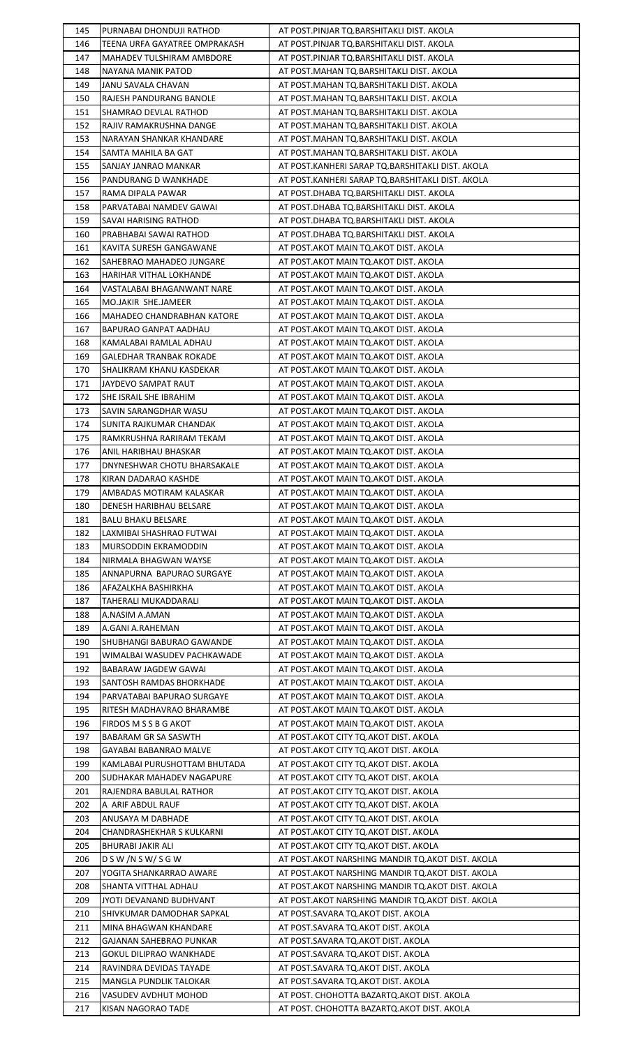| 145 | PURNABAI DHONDUJI RATHOD | AT POST.PINJAR TQ.BARSHITAKLI DIST. AKOLA |
|---|---|---|
| 146 | TEENA URFA GAYATREE OMPRAKASH | AT POST.PINJAR TQ.BARSHITAKLI DIST. AKOLA |
| 147 | MAHADEV TULSHIRAM AMBDORE | AT POST.PINJAR TQ.BARSHITAKLI DIST. AKOLA |
| 148 | NAYANA MANIK PATOD | AT POST.MAHAN TQ.BARSHITAKLI DIST. AKOLA |
| 149 | JANU SAVALA CHAVAN | AT POST.MAHAN TQ.BARSHITAKLI DIST. AKOLA |
| 150 | RAJESH PANDURANG BANOLE | AT POST.MAHAN TQ.BARSHITAKLI DIST. AKOLA |
| 151 | SHAMRAO DEVLAL RATHOD | AT POST.MAHAN TQ.BARSHITAKLI DIST. AKOLA |
| 152 | RAJIV RAMAKRUSHNA DANGE | AT POST.MAHAN TQ.BARSHITAKLI DIST. AKOLA |
| 153 | NARAYAN SHANKAR KHANDARE | AT POST.MAHAN TQ.BARSHITAKLI DIST. AKOLA |
| 154 | SAMTA MAHILA BA GAT | AT POST.MAHAN TQ.BARSHITAKLI DIST. AKOLA |
| 155 | SANJAY JANRAO MANKAR | AT POST.KANHERI SARAP TQ.BARSHITAKLI DIST. AKOLA |
| 156 | PANDURANG D WANKHADE | AT POST.KANHERI SARAP TQ.BARSHITAKLI DIST. AKOLA |
| 157 | RAMA DIPALA PAWAR | AT POST.DHABA TQ.BARSHITAKLI DIST. AKOLA |
| 158 | PARVATABAI NAMDEV GAWAI | AT POST.DHABA TQ.BARSHITAKLI DIST. AKOLA |
| 159 | SAVAI HARISING RATHOD | AT POST.DHABA TQ.BARSHITAKLI DIST. AKOLA |
| 160 | PRABHABAI SAWAI RATHOD | AT POST.DHABA TQ.BARSHITAKLI DIST. AKOLA |
| 161 | KAVITA SURESH GANGAWANE | AT POST.AKOT MAIN TQ.AKOT DIST. AKOLA |
| 162 | SAHEBRAO MAHADEO JUNGARE | AT POST.AKOT MAIN TQ.AKOT DIST. AKOLA |
| 163 | HARIHAR VITHAL LOKHANDE | AT POST.AKOT MAIN TQ.AKOT DIST. AKOLA |
| 164 | VASTALABAI BHAGANWANT NARE | AT POST.AKOT MAIN TQ.AKOT DIST. AKOLA |
| 165 | MO.JAKIR SHE.JAMEER | AT POST.AKOT MAIN TQ.AKOT DIST. AKOLA |
| 166 | MAHADEO CHANDRABHAN KATORE | AT POST.AKOT MAIN TQ.AKOT DIST. AKOLA |
| 167 | BAPURAO GANPAT AADHAU | AT POST.AKOT MAIN TQ.AKOT DIST. AKOLA |
| 168 | KAMALABAI RAMLAL ADHAU | AT POST.AKOT MAIN TQ.AKOT DIST. AKOLA |
| 169 | GALEDHAR TRANBAK ROKADE | AT POST.AKOT MAIN TQ.AKOT DIST. AKOLA |
| 170 | SHALIKRAM KHANU KASDEKAR | AT POST.AKOT MAIN TQ.AKOT DIST. AKOLA |
| 171 | JAYDEVO SAMPAT RAUT | AT POST.AKOT MAIN TQ.AKOT DIST. AKOLA |
| 172 | SHE ISRAIL SHE IBRAHIM | AT POST.AKOT MAIN TQ.AKOT DIST. AKOLA |
| 173 | SAVIN SARANGDHAR WASU | AT POST.AKOT MAIN TQ.AKOT DIST. AKOLA |
| 174 | SUNITA RAJKUMAR CHANDAK | AT POST.AKOT MAIN TQ.AKOT DIST. AKOLA |
| 175 | RAMKRUSHNA RARIRAM TEKAM | AT POST.AKOT MAIN TQ.AKOT DIST. AKOLA |
| 176 | ANIL HARIBHAU BHASKAR | AT POST.AKOT MAIN TQ.AKOT DIST. AKOLA |
| 177 | DNYNESHWAR CHOTU BHARSAKALE | AT POST.AKOT MAIN TQ.AKOT DIST. AKOLA |
| 178 | KIRAN DADARAO KASHDE | AT POST.AKOT MAIN TQ.AKOT DIST. AKOLA |
| 179 | AMBADAS MOTIRAM KALASKAR | AT POST.AKOT MAIN TQ.AKOT DIST. AKOLA |
| 180 | DENESH HARIBHAU BELSARE | AT POST.AKOT MAIN TQ.AKOT DIST. AKOLA |
| 181 | BALU BHAKU BELSARE | AT POST.AKOT MAIN TQ.AKOT DIST. AKOLA |
| 182 | LAXMIBAI SHASHRAO FUTWAI | AT POST.AKOT MAIN TQ.AKOT DIST. AKOLA |
| 183 | MURSODDIN EKRAMODDIN | AT POST.AKOT MAIN TQ.AKOT DIST. AKOLA |
| 184 | NIRMALA BHAGWAN WAYSE | AT POST.AKOT MAIN TQ.AKOT DIST. AKOLA |
| 185 | ANNAPURNA BAPURAO SURGAYE | AT POST.AKOT MAIN TQ.AKOT DIST. AKOLA |
| 186 | AFAZALKHA BASHIRKHA | AT POST.AKOT MAIN TQ.AKOT DIST. AKOLA |
| 187 | TAHERALI MUKADDARALI | AT POST.AKOT MAIN TQ.AKOT DIST. AKOLA |
| 188 | A.NASIM A.AMAN | AT POST.AKOT MAIN TQ.AKOT DIST. AKOLA |
| 189 | A.GANI A.RAHEMAN | AT POST.AKOT MAIN TQ.AKOT DIST. AKOLA |
| 190 | SHUBHANGI BABURAO GAWANDE | AT POST.AKOT MAIN TQ.AKOT DIST. AKOLA |
| 191 | WIMALBAI WASUDEV PACHKAWADE | AT POST.AKOT MAIN TQ.AKOT DIST. AKOLA |
| 192 | BABARAW JAGDEW GAWAI | AT POST.AKOT MAIN TQ.AKOT DIST. AKOLA |
| 193 | SANTOSH RAMDAS BHORKHADE | AT POST.AKOT MAIN TQ.AKOT DIST. AKOLA |
| 194 | PARVATABAI BAPURAO SURGAYE | AT POST.AKOT MAIN TQ.AKOT DIST. AKOLA |
| 195 | RITESH MADHAVRAO BHARAMBE | AT POST.AKOT MAIN TQ.AKOT DIST. AKOLA |
| 196 | FIRDOS M S S B G AKOT | AT POST.AKOT MAIN TQ.AKOT DIST. AKOLA |
| 197 | BABARAM GR SA SASWTH | AT POST.AKOT CITY TQ.AKOT DIST. AKOLA |
| 198 | GAYABAI BABANRAO MALVE | AT POST.AKOT CITY TQ.AKOT DIST. AKOLA |
| 199 | KAMLABAI PURUSHOTTAM BHUTADA | AT POST.AKOT CITY TQ.AKOT DIST. AKOLA |
| 200 | SUDHAKAR MAHADEV NAGAPURE | AT POST.AKOT CITY TQ.AKOT DIST. AKOLA |
| 201 | RAJENDRA BABULAL RATHOR | AT POST.AKOT CITY TQ.AKOT DIST. AKOLA |
| 202 | A ARIF ABDUL RAUF | AT POST.AKOT CITY TQ.AKOT DIST. AKOLA |
| 203 | ANUSAYA M DABHADE | AT POST.AKOT CITY TQ.AKOT DIST. AKOLA |
| 204 | CHANDRASHEKHAR S KULKARNI | AT POST.AKOT CITY TQ.AKOT DIST. AKOLA |
| 205 | BHURABI JAKIR ALI | AT POST.AKOT CITY TQ.AKOT DIST. AKOLA |
| 206 | D S W /N S W/ S G W | AT POST.AKOT NARSHING MANDIR TQ.AKOT DIST. AKOLA |
| 207 | YOGITA SHANKARRAO AWARE | AT POST.AKOT NARSHING MANDIR TQ.AKOT DIST. AKOLA |
| 208 | SHANTA VITTHAL ADHAU | AT POST.AKOT NARSHING MANDIR TQ.AKOT DIST. AKOLA |
| 209 | JYOTI DEVANAND BUDHVANT | AT POST.AKOT NARSHING MANDIR TQ.AKOT DIST. AKOLA |
| 210 | SHIVKUMAR DAMODHAR SAPKAL | AT POST.SAVARA TQ.AKOT DIST. AKOLA |
| 211 | MINA BHAGWAN KHANDARE | AT POST.SAVARA TQ.AKOT DIST. AKOLA |
| 212 | GAJANAN SAHEBRAO PUNKAR | AT POST.SAVARA TQ.AKOT DIST. AKOLA |
| 213 | GOKUL DILIPRAO WANKHADE | AT POST.SAVARA TQ.AKOT DIST. AKOLA |
| 214 | RAVINDRA DEVIDAS TAYADE | AT POST.SAVARA TQ.AKOT DIST. AKOLA |
| 215 | MANGLA PUNDLIK TALOKAR | AT POST.SAVARA TQ.AKOT DIST. AKOLA |
| 216 | VASUDEV AVDHUT MOHOD | AT POST. CHOHOTTA BAZARTQ.AKOT DIST. AKOLA |
| 217 | KISAN NAGORAO TADE | AT POST. CHOHOTTA BAZARTQ.AKOT DIST. AKOLA |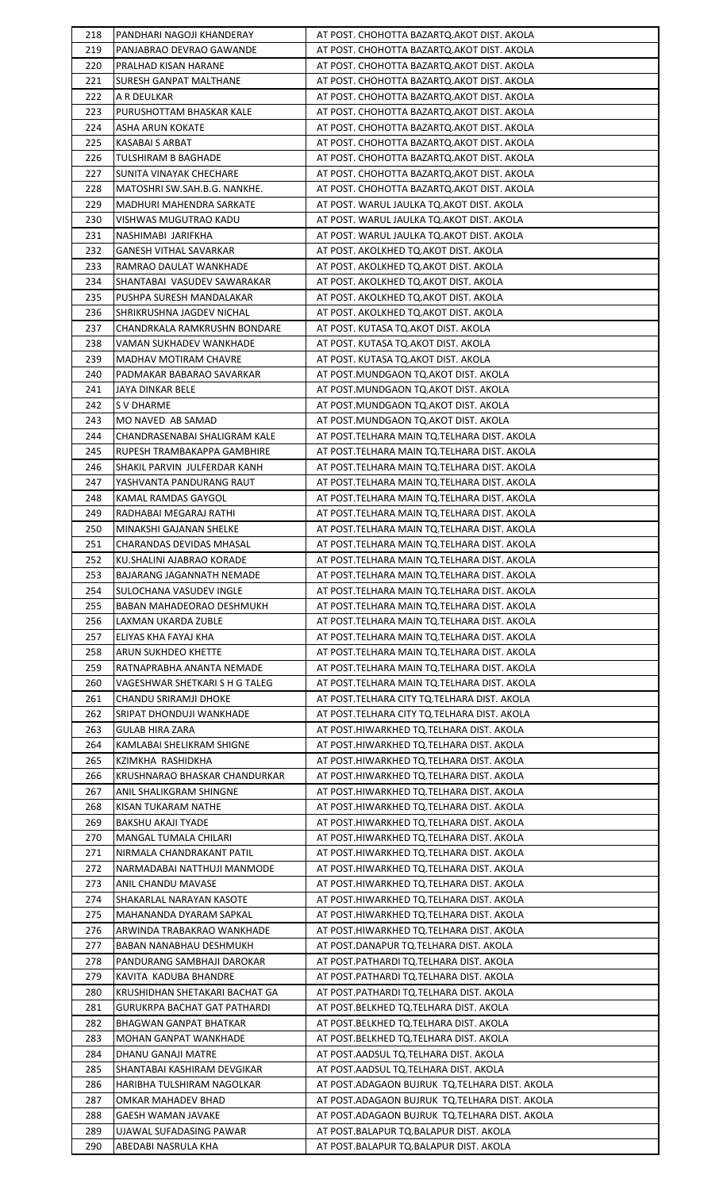| 218 | PANDHARI NAGOJI KHANDERAY | AT POST. CHOHOTTA BAZARTQ.AKOT DIST. AKOLA |
|---|---|---|
| 219 | PANJABRAO DEVRAO GAWANDE | AT POST. CHOHOTTA BAZARTQ.AKOT DIST. AKOLA |
| 220 | PRALHAD KISAN HARANE | AT POST. CHOHOTTA BAZARTQ.AKOT DIST. AKOLA |
| 221 | SURESH GANPAT MALTHANE | AT POST. CHOHOTTA BAZARTQ.AKOT DIST. AKOLA |
| 222 | A R DEULKAR | AT POST. CHOHOTTA BAZARTQ.AKOT DIST. AKOLA |
| 223 | PURUSHOTTAM BHASKAR KALE | AT POST. CHOHOTTA BAZARTQ.AKOT DIST. AKOLA |
| 224 | ASHA ARUN KOKATE | AT POST. CHOHOTTA BAZARTQ.AKOT DIST. AKOLA |
| 225 | KASABAI S ARBAT | AT POST. CHOHOTTA BAZARTQ.AKOT DIST. AKOLA |
| 226 | TULSHIRAM B BAGHADE | AT POST. CHOHOTTA BAZARTQ.AKOT DIST. AKOLA |
| 227 | SUNITA VINAYAK CHECHARE | AT POST. CHOHOTTA BAZARTQ.AKOT DIST. AKOLA |
| 228 | MATOSHRI SW.SAH.B.G. NANKHE. | AT POST. CHOHOTTA BAZARTQ.AKOT DIST. AKOLA |
| 229 | MADHURI MAHENDRA SARKATE | AT POST. WARUL JAULKA TQ.AKOT DIST. AKOLA |
| 230 | VISHWAS MUGUTRAO KADU | AT POST. WARUL JAULKA TQ.AKOT DIST. AKOLA |
| 231 | NASHIMABI JARIFKHA | AT POST. WARUL JAULKA TQ.AKOT DIST. AKOLA |
| 232 | GANESH VITHAL SAVARKAR | AT POST. AKOLKHED TQ.AKOT DIST. AKOLA |
| 233 | RAMRAO DAULAT WANKHADE | AT POST. AKOLKHED TQ.AKOT DIST. AKOLA |
| 234 | SHANTABAI VASUDEV SAWARAKAR | AT POST. AKOLKHED TQ.AKOT DIST. AKOLA |
| 235 | PUSHPA SURESH MANDALAKAR | AT POST. AKOLKHED TQ.AKOT DIST. AKOLA |
| 236 | SHRIKRUSHNA JAGDEV NICHAL | AT POST. AKOLKHED TQ.AKOT DIST. AKOLA |
| 237 | CHANDRKALA RAMKRUSHN BONDARE | AT POST. KUTASA TQ.AKOT DIST. AKOLA |
| 238 | VAMAN SUKHADEV WANKHADE | AT POST. KUTASA TQ.AKOT DIST. AKOLA |
| 239 | MADHAV MOTIRAM CHAVRE | AT POST. KUTASA TQ.AKOT DIST. AKOLA |
| 240 | PADMAKAR BABARAO SAVARKAR | AT POST.MUNDGAON TQ.AKOT DIST. AKOLA |
| 241 | JAYA DINKAR BELE | AT POST.MUNDGAON TQ.AKOT DIST. AKOLA |
| 242 | S V DHARME | AT POST.MUNDGAON TQ.AKOT DIST. AKOLA |
| 243 | MO NAVED AB SAMAD | AT POST.MUNDGAON TQ.AKOT DIST. AKOLA |
| 244 | CHANDRASENABAI SHALIGRAM KALE | AT POST.TELHARA MAIN TQ.TELHARA DIST. AKOLA |
| 245 | RUPESH TRAMBAKAPPA GAMBHIRE | AT POST.TELHARA MAIN TQ.TELHARA DIST. AKOLA |
| 246 | SHAKIL PARVIN JULFERDAR KANH | AT POST.TELHARA MAIN TQ.TELHARA DIST. AKOLA |
| 247 | YASHVANTA PANDURANG RAUT | AT POST.TELHARA MAIN TQ.TELHARA DIST. AKOLA |
| 248 | KAMAL RAMDAS GAYGOL | AT POST.TELHARA MAIN TQ.TELHARA DIST. AKOLA |
| 249 | RADHABAI MEGARAJ RATHI | AT POST.TELHARA MAIN TQ.TELHARA DIST. AKOLA |
| 250 | MINAKSHI GAJANAN SHELKE | AT POST.TELHARA MAIN TQ.TELHARA DIST. AKOLA |
| 251 | CHARANDAS DEVIDAS MHASAL | AT POST.TELHARA MAIN TQ.TELHARA DIST. AKOLA |
| 252 | KU.SHALINI AJABRAO KORADE | AT POST.TELHARA MAIN TQ.TELHARA DIST. AKOLA |
| 253 | BAJARANG JAGANNATH NEMADE | AT POST.TELHARA MAIN TQ.TELHARA DIST. AKOLA |
| 254 | SULOCHANA VASUDEV INGLE | AT POST.TELHARA MAIN TQ.TELHARA DIST. AKOLA |
| 255 | BABAN MAHADEORAO DESHMUKH | AT POST.TELHARA MAIN TQ.TELHARA DIST. AKOLA |
| 256 | LAXMAN UKARDA ZUBLE | AT POST.TELHARA MAIN TQ.TELHARA DIST. AKOLA |
| 257 | ELIYAS KHA FAYAJ KHA | AT POST.TELHARA MAIN TQ.TELHARA DIST. AKOLA |
| 258 | ARUN SUKHDEO KHETTE | AT POST.TELHARA MAIN TQ.TELHARA DIST. AKOLA |
| 259 | RATNAPRABHA ANANTA NEMADE | AT POST.TELHARA MAIN TQ.TELHARA DIST. AKOLA |
| 260 | VAGESHWAR SHETKARI S H G TALEG | AT POST.TELHARA MAIN TQ.TELHARA DIST. AKOLA |
| 261 | CHANDU SRIRAMJI DHOKE | AT POST.TELHARA CITY TQ.TELHARA DIST. AKOLA |
| 262 | SRIPAT DHONDUJI WANKHADE | AT POST.TELHARA CITY TQ.TELHARA DIST. AKOLA |
| 263 | GULAB HIRA ZARA | AT POST.HIWARKHED TQ.TELHARA DIST. AKOLA |
| 264 | KAMLABAI SHELIKRAM SHIGNE | AT POST.HIWARKHED TQ.TELHARA DIST. AKOLA |
| 265 | KZIMKHA RASHIDKHA | AT POST.HIWARKHED TQ.TELHARA DIST. AKOLA |
| 266 | KRUSHNARAO BHASKAR CHANDURKAR | AT POST.HIWARKHED TQ.TELHARA DIST. AKOLA |
| 267 | ANIL SHALIKGRAM SHINGNE | AT POST.HIWARKHED TQ.TELHARA DIST. AKOLA |
| 268 | KISAN TUKARAM NATHE | AT POST.HIWARKHED TQ.TELHARA DIST. AKOLA |
| 269 | BAKSHU AKAJI TYADE | AT POST.HIWARKHED TQ.TELHARA DIST. AKOLA |
| 270 | MANGAL TUMALA CHILARI | AT POST.HIWARKHED TQ.TELHARA DIST. AKOLA |
| 271 | NIRMALA CHANDRAKANT PATIL | AT POST.HIWARKHED TQ.TELHARA DIST. AKOLA |
| 272 | NARMADABAI NATTHUJI MANMODE | AT POST.HIWARKHED TQ.TELHARA DIST. AKOLA |
| 273 | ANIL CHANDU MAVASE | AT POST.HIWARKHED TQ.TELHARA DIST. AKOLA |
| 274 | SHAKARLAL NARAYAN KASOTE | AT POST.HIWARKHED TQ.TELHARA DIST. AKOLA |
| 275 | MAHANANDA DYARAM SAPKAL | AT POST.HIWARKHED TQ.TELHARA DIST. AKOLA |
| 276 | ARWINDA TRABAKRAO WANKHADE | AT POST.HIWARKHED TQ.TELHARA DIST. AKOLA |
| 277 | BABAN NANABHAU DESHMUKH | AT POST.DANAPUR TQ.TELHARA DIST. AKOLA |
| 278 | PANDURANG SAMBHAJI DAROKAR | AT POST.PATHARDI TQ.TELHARA DIST. AKOLA |
| 279 | KAVITA KADUBA BHANDRE | AT POST.PATHARDI TQ.TELHARA DIST. AKOLA |
| 280 | KRUSHIDHAN SHETAKARI BACHAT GA | AT POST.PATHARDI TQ.TELHARA DIST. AKOLA |
| 281 | GURUKRPA BACHAT GAT PATHARDI | AT POST.BELKHED TQ.TELHARA DIST. AKOLA |
| 282 | BHAGWAN GANPAT BHATKAR | AT POST.BELKHED TQ.TELHARA DIST. AKOLA |
| 283 | MOHAN GANPAT WANKHADE | AT POST.BELKHED TQ.TELHARA DIST. AKOLA |
| 284 | DHANU GANAJI MATRE | AT POST.AADSUL TQ.TELHARA DIST. AKOLA |
| 285 | SHANTABAI KASHIRAM DEVGIKAR | AT POST.AADSUL TQ.TELHARA DIST. AKOLA |
| 286 | HARIBHA TULSHIRAM NAGOLKAR | AT POST.ADAGAON BUJRUK TQ.TELHARA DIST. AKOLA |
| 287 | OMKAR MAHADEV BHAD | AT POST.ADAGAON BUJRUK TQ.TELHARA DIST. AKOLA |
| 288 | GAESH WAMAN JAVAKE | AT POST.ADAGAON BUJRUK TQ.TELHARA DIST. AKOLA |
| 289 | UJAWAL SUFADASING PAWAR | AT POST.BALAPUR TQ.BALAPUR DIST. AKOLA |
| 290 | ABEDABI NASRULA KHA | AT POST.BALAPUR TQ.BALAPUR DIST. AKOLA |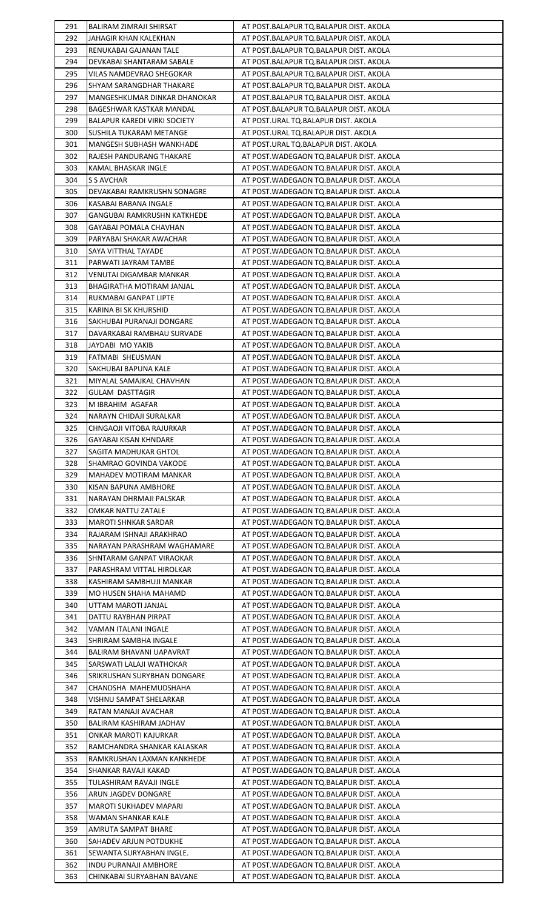| 291 | BALIRAM ZIMRAJI SHIRSAT | AT POST.BALAPUR TQ.BALAPUR DIST. AKOLA |
|---|---|---|
| 292 | JAHAGIR KHAN KALEKHAN | AT POST.BALAPUR TQ.BALAPUR DIST. AKOLA |
| 293 | RENUKABAI GAJANAN TALE | AT POST.BALAPUR TQ.BALAPUR DIST. AKOLA |
| 294 | DEVKABAI SHANTARAM SABALE | AT POST.BALAPUR TQ.BALAPUR DIST. AKOLA |
| 295 | VILAS NAMDEVRAO SHEGOKAR | AT POST.BALAPUR TQ.BALAPUR DIST. AKOLA |
| 296 | SHYAM SARANGDHAR THAKARE | AT POST.BALAPUR TQ.BALAPUR DIST. AKOLA |
| 297 | MANGESHKUMAR DINKAR DHANOKAR | AT POST.BALAPUR TQ.BALAPUR DIST. AKOLA |
| 298 | BAGESHWAR KASTKAR MANDAL | AT POST.BALAPUR TQ.BALAPUR DIST. AKOLA |
| 299 | BALAPUR KAREDI VIRKI SOCIETY | AT POST.URAL TQ.BALAPUR DIST. AKOLA |
| 300 | SUSHILA TUKARAM METANGE | AT POST.URAL TQ.BALAPUR DIST. AKOLA |
| 301 | MANGESH SUBHASH WANKHADE | AT POST.URAL TQ.BALAPUR DIST. AKOLA |
| 302 | RAJESH PANDURANG THAKARE | AT POST.WADEGAON TQ.BALAPUR DIST. AKOLA |
| 303 | KAMAL BHASKAR INGLE | AT POST.WADEGAON TQ.BALAPUR DIST. AKOLA |
| 304 | S S AVCHAR | AT POST.WADEGAON TQ.BALAPUR DIST. AKOLA |
| 305 | DEVAKABAI RAMKRUSHN SONAGRE | AT POST.WADEGAON TQ.BALAPUR DIST. AKOLA |
| 306 | KASABAI BABANA INGALE | AT POST.WADEGAON TQ.BALAPUR DIST. AKOLA |
| 307 | GANGUBAI RAMKRUSHN KATKHEDE | AT POST.WADEGAON TQ.BALAPUR DIST. AKOLA |
| 308 | GAYABAI POMALA CHAVHAN | AT POST.WADEGAON TQ.BALAPUR DIST. AKOLA |
| 309 | PARYABAI SHAKAR AWACHAR | AT POST.WADEGAON TQ.BALAPUR DIST. AKOLA |
| 310 | SAYA VITTHAL TAYADE | AT POST.WADEGAON TQ.BALAPUR DIST. AKOLA |
| 311 | PARWATI JAYRAM TAMBE | AT POST.WADEGAON TQ.BALAPUR DIST. AKOLA |
| 312 | VENUTAI DIGAMBAR MANKAR | AT POST.WADEGAON TQ.BALAPUR DIST. AKOLA |
| 313 | BHAGIRATHA MOTIRAM JANJAL | AT POST.WADEGAON TQ.BALAPUR DIST. AKOLA |
| 314 | RUKMABAI GANPAT LIPTE | AT POST.WADEGAON TQ.BALAPUR DIST. AKOLA |
| 315 | KARINA BI SK KHURSHID | AT POST.WADEGAON TQ.BALAPUR DIST. AKOLA |
| 316 | SAKHUBAI PURANAJI DONGARE | AT POST.WADEGAON TQ.BALAPUR DIST. AKOLA |
| 317 | DAVARKABAI RAMBHAU SURVADE | AT POST.WADEGAON TQ.BALAPUR DIST. AKOLA |
| 318 | JAYDABI MO YAKIB | AT POST.WADEGAON TQ.BALAPUR DIST. AKOLA |
| 319 | FATMABI SHEUSMAN | AT POST.WADEGAON TQ.BALAPUR DIST. AKOLA |
| 320 | SAKHUBAI BAPUNA KALE | AT POST.WADEGAON TQ.BALAPUR DIST. AKOLA |
| 321 | MIYALAL SAMAJKAL CHAVHAN | AT POST.WADEGAON TQ.BALAPUR DIST. AKOLA |
| 322 | GULAM DASTTAGIR | AT POST.WADEGAON TQ.BALAPUR DIST. AKOLA |
| 323 | M IBRAHIM AGAFAR | AT POST.WADEGAON TQ.BALAPUR DIST. AKOLA |
| 324 | NARAYN CHIDAJI SURALKAR | AT POST.WADEGAON TQ.BALAPUR DIST. AKOLA |
| 325 | CHNGAOJI VITOBA RAJURKAR | AT POST.WADEGAON TQ.BALAPUR DIST. AKOLA |
| 326 | GAYABAI KISAN KHNDARE | AT POST.WADEGAON TQ.BALAPUR DIST. AKOLA |
| 327 | SAGITA MADHUKAR GHTOL | AT POST.WADEGAON TQ.BALAPUR DIST. AKOLA |
| 328 | SHAMRAO GOVINDA VAKODE | AT POST.WADEGAON TQ.BALAPUR DIST. AKOLA |
| 329 | MAHADEV MOTIRAM MANKAR | AT POST.WADEGAON TQ.BALAPUR DIST. AKOLA |
| 330 | KISAN BAPUNA AMBHORE | AT POST.WADEGAON TQ.BALAPUR DIST. AKOLA |
| 331 | NARAYAN DHRMAJI PALSKAR | AT POST.WADEGAON TQ.BALAPUR DIST. AKOLA |
| 332 | OMKAR NATTU ZATALE | AT POST.WADEGAON TQ.BALAPUR DIST. AKOLA |
| 333 | MAROTI SHNKAR SARDAR | AT POST.WADEGAON TQ.BALAPUR DIST. AKOLA |
| 334 | RAJARAM ISHNAJI ARAKHRAO | AT POST.WADEGAON TQ.BALAPUR DIST. AKOLA |
| 335 | NARAYAN PARASHRAM WAGHAMARE | AT POST.WADEGAON TQ.BALAPUR DIST. AKOLA |
| 336 | SHNTARAM GANPAT VIRAOKAR | AT POST.WADEGAON TQ.BALAPUR DIST. AKOLA |
| 337 | PARASHRAM VITTAL HIROLKAR | AT POST.WADEGAON TQ.BALAPUR DIST. AKOLA |
| 338 | KASHIRAM SAMBHUJI MANKAR | AT POST.WADEGAON TQ.BALAPUR DIST. AKOLA |
| 339 | MO HUSEN SHAHA MAHAMD | AT POST.WADEGAON TQ.BALAPUR DIST. AKOLA |
| 340 | UTTAM MAROTI JANJAL | AT POST.WADEGAON TQ.BALAPUR DIST. AKOLA |
| 341 | DATTU RAYBHAN PIRPAT | AT POST.WADEGAON TQ.BALAPUR DIST. AKOLA |
| 342 | VAMAN ITALANI INGALE | AT POST.WADEGAON TQ.BALAPUR DIST. AKOLA |
| 343 | SHRIRAM SAMBHA INGALE | AT POST.WADEGAON TQ.BALAPUR DIST. AKOLA |
| 344 | BALIRAM BHAVANI UAPAVRAT | AT POST.WADEGAON TQ.BALAPUR DIST. AKOLA |
| 345 | SARSWATI LALAJI WATHOKAR | AT POST.WADEGAON TQ.BALAPUR DIST. AKOLA |
| 346 | SRIKRUSHAN SURYBHAN DONGARE | AT POST.WADEGAON TQ.BALAPUR DIST. AKOLA |
| 347 | CHANDSHA MAHEMUDSHAHA | AT POST.WADEGAON TQ.BALAPUR DIST. AKOLA |
| 348 | VISHNU SAMPAT SHELARKAR | AT POST.WADEGAON TQ.BALAPUR DIST. AKOLA |
| 349 | RATAN MANAJI AVACHAR | AT POST.WADEGAON TQ.BALAPUR DIST. AKOLA |
| 350 | BALIRAM KASHIRAM JADHAV | AT POST.WADEGAON TQ.BALAPUR DIST. AKOLA |
| 351 | ONKAR MAROTI KAJURKAR | AT POST.WADEGAON TQ.BALAPUR DIST. AKOLA |
| 352 | RAMCHANDRA SHANKAR KALASKAR | AT POST.WADEGAON TQ.BALAPUR DIST. AKOLA |
| 353 | RAMKRUSHAN LAXMAN KANKHEDE | AT POST.WADEGAON TQ.BALAPUR DIST. AKOLA |
| 354 | SHANKAR RAVAJI KAKAD | AT POST.WADEGAON TQ.BALAPUR DIST. AKOLA |
| 355 | TULASHIRAM RAVAJI INGLE | AT POST.WADEGAON TQ.BALAPUR DIST. AKOLA |
| 356 | ARUN JAGDEV DONGARE | AT POST.WADEGAON TQ.BALAPUR DIST. AKOLA |
| 357 | MAROTI SUKHADEV MAPARI | AT POST.WADEGAON TQ.BALAPUR DIST. AKOLA |
| 358 | WAMAN SHANKAR KALE | AT POST.WADEGAON TQ.BALAPUR DIST. AKOLA |
| 359 | AMRUTA SAMPAT BHARE | AT POST.WADEGAON TQ.BALAPUR DIST. AKOLA |
| 360 | SAHADEV ARJUN POTDUKHE | AT POST.WADEGAON TQ.BALAPUR DIST. AKOLA |
| 361 | SEWANTA SURYABHAN INGLE. | AT POST.WADEGAON TQ.BALAPUR DIST. AKOLA |
| 362 | INDU PURANAJI AMBHORE | AT POST.WADEGAON TQ.BALAPUR DIST. AKOLA |
| 363 | CHINKABAI SURYABHAN BAVANE | AT POST.WADEGAON TQ.BALAPUR DIST. AKOLA |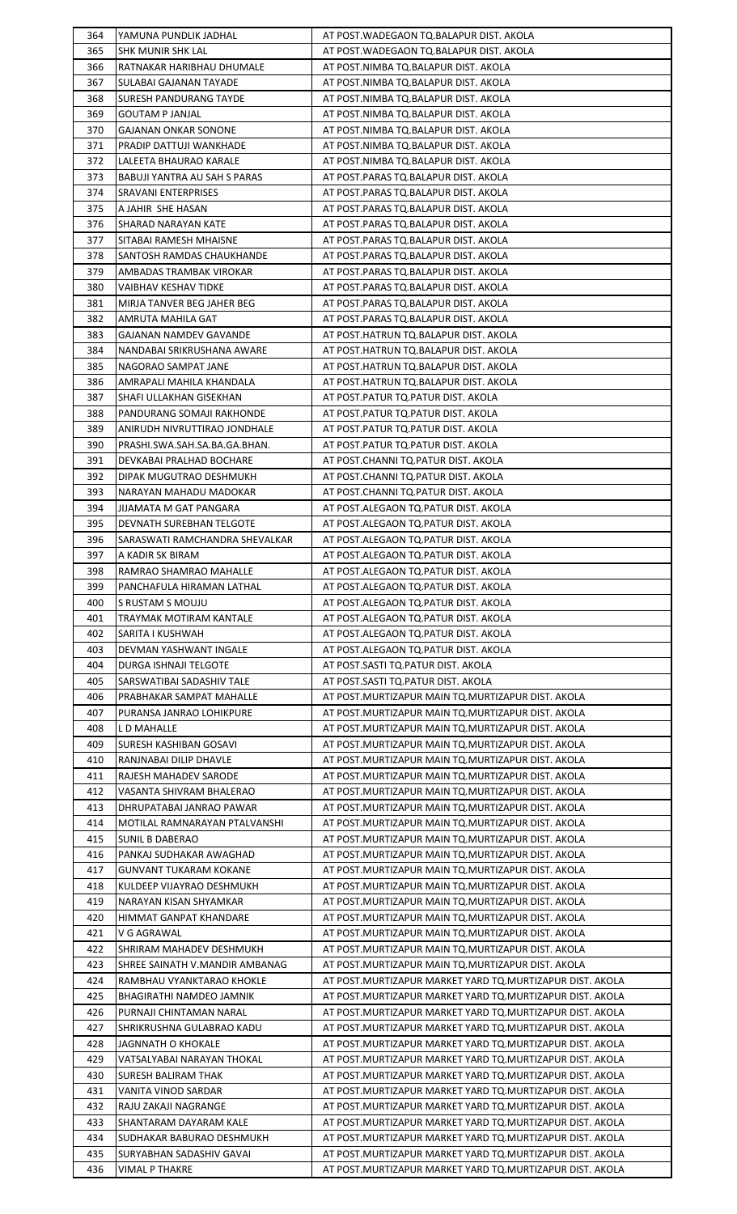| | | |
|---|---|---|
| 364 | YAMUNA PUNDLIK JADHAL | AT POST.WADEGAON TQ.BALAPUR DIST. AKOLA |
| 365 | SHK MUNIR SHK LAL | AT POST.WADEGAON TQ.BALAPUR DIST. AKOLA |
| 366 | RATNAKAR HARIBHAU DHUMALE | AT POST.NIMBA TQ.BALAPUR DIST. AKOLA |
| 367 | SULABAI GAJANAN TAYADE | AT POST.NIMBA TQ.BALAPUR DIST. AKOLA |
| 368 | SURESH PANDURANG TAYDE | AT POST.NIMBA TQ.BALAPUR DIST. AKOLA |
| 369 | GOUTAM P JANJAL | AT POST.NIMBA TQ.BALAPUR DIST. AKOLA |
| 370 | GAJANAN ONKAR SONONE | AT POST.NIMBA TQ.BALAPUR DIST. AKOLA |
| 371 | PRADIP DATTUJI WANKHADE | AT POST.NIMBA TQ.BALAPUR DIST. AKOLA |
| 372 | LALEETA BHAURAO KARALE | AT POST.NIMBA TQ.BALAPUR DIST. AKOLA |
| 373 | BABUJI YANTRA AU SAH S PARAS | AT POST.PARAS TQ.BALAPUR DIST. AKOLA |
| 374 | SRAVANI ENTERPRISES | AT POST.PARAS TQ.BALAPUR DIST. AKOLA |
| 375 | A JAHIR SHE HASAN | AT POST.PARAS TQ.BALAPUR DIST. AKOLA |
| 376 | SHARAD NARAYAN KATE | AT POST.PARAS TQ.BALAPUR DIST. AKOLA |
| 377 | SITABAI RAMESH MHAISNE | AT POST.PARAS TQ.BALAPUR DIST. AKOLA |
| 378 | SANTOSH RAMDAS CHAUKHANDE | AT POST.PARAS TQ.BALAPUR DIST. AKOLA |
| 379 | AMBADAS TRAMBAK VIROKAR | AT POST.PARAS TQ.BALAPUR DIST. AKOLA |
| 380 | VAIBHAV KESHAV TIDKE | AT POST.PARAS TQ.BALAPUR DIST. AKOLA |
| 381 | MIRJA TANVER BEG JAHER BEG | AT POST.PARAS TQ.BALAPUR DIST. AKOLA |
| 382 | AMRUTA MAHILA GAT | AT POST.PARAS TQ.BALAPUR DIST. AKOLA |
| 383 | GAJANAN NAMDEV GAVANDE | AT POST.HATRUN TQ.BALAPUR DIST. AKOLA |
| 384 | NANDABAI SRIKRUSHANA AWARE | AT POST.HATRUN TQ.BALAPUR DIST. AKOLA |
| 385 | NAGORAO SAMPAT JANE | AT POST.HATRUN TQ.BALAPUR DIST. AKOLA |
| 386 | AMRAPALI MAHILA KHANDALA | AT POST.HATRUN TQ.BALAPUR DIST. AKOLA |
| 387 | SHAFI ULLAKHAN GISEKHAN | AT POST.PATUR TQ.PATUR DIST. AKOLA |
| 388 | PANDURANG SOMAJI RAKHONDE | AT POST.PATUR TQ.PATUR DIST. AKOLA |
| 389 | ANIRUDH NIVRUTTIRAO JONDHALE | AT POST.PATUR TQ.PATUR DIST. AKOLA |
| 390 | PRASHI.SWA.SAH.SA.BA.GA.BHAN. | AT POST.PATUR TQ.PATUR DIST. AKOLA |
| 391 | DEVKABAI PRALHAD BOCHARE | AT POST.CHANNI TQ.PATUR DIST. AKOLA |
| 392 | DIPAK MUGUTRAO DESHMUKH | AT POST.CHANNI TQ.PATUR DIST. AKOLA |
| 393 | NARAYAN MAHADU MADOKAR | AT POST.CHANNI TQ.PATUR DIST. AKOLA |
| 394 | JIJAMATA M GAT PANGARA | AT POST.ALEGAON TQ.PATUR DIST. AKOLA |
| 395 | DEVNATH SUREBHAN TELGOTE | AT POST.ALEGAON TQ.PATUR DIST. AKOLA |
| 396 | SARASWATI RAMCHANDRA SHEVALKAR | AT POST.ALEGAON TQ.PATUR DIST. AKOLA |
| 397 | A KADIR SK BIRAM | AT POST.ALEGAON TQ.PATUR DIST. AKOLA |
| 398 | RAMRAO SHAMRAO MAHALLE | AT POST.ALEGAON TQ.PATUR DIST. AKOLA |
| 399 | PANCHAFULA HIRAMAN LATHAL | AT POST.ALEGAON TQ.PATUR DIST. AKOLA |
| 400 | S RUSTAM S MOUJU | AT POST.ALEGAON TQ.PATUR DIST. AKOLA |
| 401 | TRAYMAK MOTIRAM KANTALE | AT POST.ALEGAON TQ.PATUR DIST. AKOLA |
| 402 | SARITA I KUSHWAH | AT POST.ALEGAON TQ.PATUR DIST. AKOLA |
| 403 | DEVMAN YASHWANT INGALE | AT POST.ALEGAON TQ.PATUR DIST. AKOLA |
| 404 | DURGA ISHNAJI TELGOTE | AT POST.SASTI TQ.PATUR DIST. AKOLA |
| 405 | SARSWATIBAI SADASHIV TALE | AT POST.SASTI TQ.PATUR DIST. AKOLA |
| 406 | PRABHAKAR SAMPAT MAHALLE | AT POST.MURTIZAPUR MAIN TQ.MURTIZAPUR DIST. AKOLA |
| 407 | PURANSA JANRAO LOHIKPURE | AT POST.MURTIZAPUR MAIN TQ.MURTIZAPUR DIST. AKOLA |
| 408 | L D MAHALLE | AT POST.MURTIZAPUR MAIN TQ.MURTIZAPUR DIST. AKOLA |
| 409 | SURESH KASHIBAN GOSAVI | AT POST.MURTIZAPUR MAIN TQ.MURTIZAPUR DIST. AKOLA |
| 410 | RANJNABAI DILIP DHAVLE | AT POST.MURTIZAPUR MAIN TQ.MURTIZAPUR DIST. AKOLA |
| 411 | RAJESH MAHADEV SARODE | AT POST.MURTIZAPUR MAIN TQ.MURTIZAPUR DIST. AKOLA |
| 412 | VASANTA SHIVRAM BHALERAO | AT POST.MURTIZAPUR MAIN TQ.MURTIZAPUR DIST. AKOLA |
| 413 | DHRUPATABAI JANRAO PAWAR | AT POST.MURTIZAPUR MAIN TQ.MURTIZAPUR DIST. AKOLA |
| 414 | MOTILAL RAMNARAYAN PTALVANSHI | AT POST.MURTIZAPUR MAIN TQ.MURTIZAPUR DIST. AKOLA |
| 415 | SUNIL B DABERAO | AT POST.MURTIZAPUR MAIN TQ.MURTIZAPUR DIST. AKOLA |
| 416 | PANKAJ SUDHAKAR AWAGHAD | AT POST.MURTIZAPUR MAIN TQ.MURTIZAPUR DIST. AKOLA |
| 417 | GUNVANT TUKARAM KOKANE | AT POST.MURTIZAPUR MAIN TQ.MURTIZAPUR DIST. AKOLA |
| 418 | KULDEEP VIJAYRAO DESHMUKH | AT POST.MURTIZAPUR MAIN TQ.MURTIZAPUR DIST. AKOLA |
| 419 | NARAYAN KISAN SHYAMKAR | AT POST.MURTIZAPUR MAIN TQ.MURTIZAPUR DIST. AKOLA |
| 420 | HIMMAT GANPAT KHANDARE | AT POST.MURTIZAPUR MAIN TQ.MURTIZAPUR DIST. AKOLA |
| 421 | V G AGRAWAL | AT POST.MURTIZAPUR MAIN TQ.MURTIZAPUR DIST. AKOLA |
| 422 | SHRIRAM MAHADEV DESHMUKH | AT POST.MURTIZAPUR MAIN TQ.MURTIZAPUR DIST. AKOLA |
| 423 | SHREE SAINATH V.MANDIR AMBANAG | AT POST.MURTIZAPUR MAIN TQ.MURTIZAPUR DIST. AKOLA |
| 424 | RAMBHAU VYANKTARAO KHOKLE | AT POST.MURTIZAPUR MARKET YARD TQ.MURTIZAPUR DIST. AKOLA |
| 425 | BHAGIRATHI NAMDEO JAMNIK | AT POST.MURTIZAPUR MARKET YARD TQ.MURTIZAPUR DIST. AKOLA |
| 426 | PURNAJI CHINTAMAN NARAL | AT POST.MURTIZAPUR MARKET YARD TQ.MURTIZAPUR DIST. AKOLA |
| 427 | SHRIKRUSHNA GULABRAO KADU | AT POST.MURTIZAPUR MARKET YARD TQ.MURTIZAPUR DIST. AKOLA |
| 428 | JAGNNATH O KHOKALE | AT POST.MURTIZAPUR MARKET YARD TQ.MURTIZAPUR DIST. AKOLA |
| 429 | VATSALYABAI NARAYAN THOKAL | AT POST.MURTIZAPUR MARKET YARD TQ.MURTIZAPUR DIST. AKOLA |
| 430 | SURESH BALIRAM THAK | AT POST.MURTIZAPUR MARKET YARD TQ.MURTIZAPUR DIST. AKOLA |
| 431 | VANITA VINOD SARDAR | AT POST.MURTIZAPUR MARKET YARD TQ.MURTIZAPUR DIST. AKOLA |
| 432 | RAJU ZAKAJI NAGRANGE | AT POST.MURTIZAPUR MARKET YARD TQ.MURTIZAPUR DIST. AKOLA |
| 433 | SHANTARAM DAYARAM KALE | AT POST.MURTIZAPUR MARKET YARD TQ.MURTIZAPUR DIST. AKOLA |
| 434 | SUDHAKAR BABURAO DESHMUKH | AT POST.MURTIZAPUR MARKET YARD TQ.MURTIZAPUR DIST. AKOLA |
| 435 | SURYABHAN SADASHIV GAVAI | AT POST.MURTIZAPUR MARKET YARD TQ.MURTIZAPUR DIST. AKOLA |
| 436 | VIMAL P THAKRE | AT POST.MURTIZAPUR MARKET YARD TQ.MURTIZAPUR DIST. AKOLA |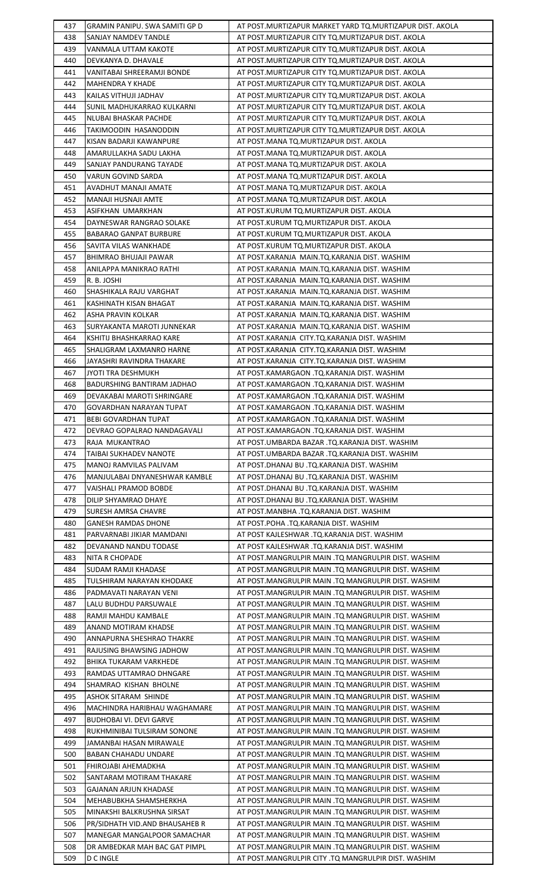| 437 | GRAMIN PANIPU. SWA SAMITI GP D | AT POST.MURTIZAPUR MARKET YARD TQ.MURTIZAPUR DIST. AKOLA |
|---|---|---|
| 438 | SANJAY NAMDEV TANDLE | AT POST.MURTIZAPUR CITY TQ.MURTIZAPUR DIST. AKOLA |
| 439 | VANMALA UTTAM KAKOTE | AT POST.MURTIZAPUR CITY TQ.MURTIZAPUR DIST. AKOLA |
| 440 | DEVKANYA D. DHAVALE | AT POST.MURTIZAPUR CITY TQ.MURTIZAPUR DIST. AKOLA |
| 441 | VANITABAI SHREERAMJI BONDE | AT POST.MURTIZAPUR CITY TQ.MURTIZAPUR DIST. AKOLA |
| 442 | MAHENDRA Y KHADE | AT POST.MURTIZAPUR CITY TQ.MURTIZAPUR DIST. AKOLA |
| 443 | KAILAS VITHUJI JADHAV | AT POST.MURTIZAPUR CITY TQ.MURTIZAPUR DIST. AKOLA |
| 444 | SUNIL MADHUKARRAO KULKARNI | AT POST.MURTIZAPUR CITY TQ.MURTIZAPUR DIST. AKOLA |
| 445 | NLUBAI BHASKAR PACHDE | AT POST.MURTIZAPUR CITY TQ.MURTIZAPUR DIST. AKOLA |
| 446 | TAKIMOODIN HASANODDIN | AT POST.MURTIZAPUR CITY TQ.MURTIZAPUR DIST. AKOLA |
| 447 | KISAN BADARJI KAWANPURE | AT POST.MANA TQ.MURTIZAPUR DIST. AKOLA |
| 448 | AMARULLAKHA SADU LAKHA | AT POST.MANA TQ.MURTIZAPUR DIST. AKOLA |
| 449 | SANJAY PANDURANG TAYADE | AT POST.MANA TQ.MURTIZAPUR DIST. AKOLA |
| 450 | VARUN GOVIND SARDA | AT POST.MANA TQ.MURTIZAPUR DIST. AKOLA |
| 451 | AVADHUT MANAJI AMATE | AT POST.MANA TQ.MURTIZAPUR DIST. AKOLA |
| 452 | MANAJI HUSNAJI AMTE | AT POST.MANA TQ.MURTIZAPUR DIST. AKOLA |
| 453 | ASIFKHAN UMARKHAN | AT POST.KURUM TQ.MURTIZAPUR DIST. AKOLA |
| 454 | DAYNESWAR RANGRAO SOLAKE | AT POST.KURUM TQ.MURTIZAPUR DIST. AKOLA |
| 455 | BABARAO GANPAT BURBURE | AT POST.KURUM TQ.MURTIZAPUR DIST. AKOLA |
| 456 | SAVITA VILAS WANKHADE | AT POST.KURUM TQ.MURTIZAPUR DIST. AKOLA |
| 457 | BHIMRAO BHUJAJI PAWAR | AT POST.KARANJA MAIN.TQ.KARANJA DIST. WASHIM |
| 458 | ANILAPPA MANIKRAO RATHI | AT POST.KARANJA MAIN.TQ.KARANJA DIST. WASHIM |
| 459 | R. B. JOSHI | AT POST.KARANJA MAIN.TQ.KARANJA DIST. WASHIM |
| 460 | SHASHIKALA RAJU VARGHAT | AT POST.KARANJA MAIN.TQ.KARANJA DIST. WASHIM |
| 461 | KASHINATH KISAN BHAGAT | AT POST.KARANJA MAIN.TQ.KARANJA DIST. WASHIM |
| 462 | ASHA PRAVIN KOLKAR | AT POST.KARANJA MAIN.TQ.KARANJA DIST. WASHIM |
| 463 | SURYAKANTA MAROTI JUNNEKAR | AT POST.KARANJA MAIN.TQ.KARANJA DIST. WASHIM |
| 464 | KSHITIJ BHASHKARRAO KARE | AT POST.KARANJA CITY.TQ.KARANJA DIST. WASHIM |
| 465 | SHALIGRAM LAXMANRO HARNE | AT POST.KARANJA CITY.TQ.KARANJA DIST. WASHIM |
| 466 | JAYASHRI RAVINDRA THAKARE | AT POST.KARANJA CITY.TQ.KARANJA DIST. WASHIM |
| 467 | JYOTI TRA DESHMUKH | AT POST.KAMARGAON .TQ.KARANJA DIST. WASHIM |
| 468 | BADURSHING BANTIRAM JADHAO | AT POST.KAMARGAON .TQ.KARANJA DIST. WASHIM |
| 469 | DEVAKABAI MAROTI SHRINGARE | AT POST.KAMARGAON .TQ.KARANJA DIST. WASHIM |
| 470 | GOVARDHAN NARAYAN TUPAT | AT POST.KAMARGAON .TQ.KARANJA DIST. WASHIM |
| 471 | BEBI GOVARDHAN TUPAT | AT POST.KAMARGAON .TQ.KARANJA DIST. WASHIM |
| 472 | DEVRAO GOPALRAO NANDAGAVALI | AT POST.KAMARGAON .TQ.KARANJA DIST. WASHIM |
| 473 | RAJA MUKANTRAO | AT POST.UMBARDA BAZAR .TQ.KARANJA DIST. WASHIM |
| 474 | TAIBAI SUKHADEV NANOTE | AT POST.UMBARDA BAZAR .TQ.KARANJA DIST. WASHIM |
| 475 | MANOJ RAMVILAS PALIVAM | AT POST.DHANAJ BU .TQ.KARANJA DIST. WASHIM |
| 476 | MANJULABAI DNYANESHWAR KAMBLE | AT POST.DHANAJ BU .TQ.KARANJA DIST. WASHIM |
| 477 | VAISHALI PRAMOD BOBDE | AT POST.DHANAJ BU .TQ.KARANJA DIST. WASHIM |
| 478 | DILIP SHYAMRAO DHAYE | AT POST.DHANAJ BU .TQ.KARANJA DIST. WASHIM |
| 479 | SURESH AMRSA CHAVRE | AT POST.MANBHA .TQ.KARANJA DIST. WASHIM |
| 480 | GANESH RAMDAS DHONE | AT POST.POHA .TQ.KARANJA DIST. WASHIM |
| 481 | PARVARNABI JIKIAR MAMDANI | AT POST KAJLESHWAR .TQ.KARANJA DIST. WASHIM |
| 482 | DEVANAND NANDU TODASE | AT POST KAJLESHWAR .TQ.KARANJA DIST. WASHIM |
| 483 | NITA R CHOPADE | AT POST.MANGRULPIR MAIN .TQ MANGRULPIR DIST. WASHIM |
| 484 | SUDAM RAMJI KHADASE | AT POST.MANGRULPIR MAIN .TQ MANGRULPIR DIST. WASHIM |
| 485 | TULSHIRAM NARAYAN KHODAKE | AT POST.MANGRULPIR MAIN .TQ MANGRULPIR DIST. WASHIM |
| 486 | PADMAVATI NARAYAN VENI | AT POST.MANGRULPIR MAIN .TQ MANGRULPIR DIST. WASHIM |
| 487 | LALU BUDHDU PARSUWALE | AT POST.MANGRULPIR MAIN .TQ MANGRULPIR DIST. WASHIM |
| 488 | RAMJI MAHDU KAMBALE | AT POST.MANGRULPIR MAIN .TQ MANGRULPIR DIST. WASHIM |
| 489 | ANAND MOTIRAM KHADSE | AT POST.MANGRULPIR MAIN .TQ MANGRULPIR DIST. WASHIM |
| 490 | ANNAPURNA SHESHRAO THAKRE | AT POST.MANGRULPIR MAIN .TQ MANGRULPIR DIST. WASHIM |
| 491 | RAJUSING BHAWSING JADHOW | AT POST.MANGRULPIR MAIN .TQ MANGRULPIR DIST. WASHIM |
| 492 | BHIKA TUKARAM VARKHEDE | AT POST.MANGRULPIR MAIN .TQ MANGRULPIR DIST. WASHIM |
| 493 | RAMDAS UTTAMRAO DHNGARE | AT POST.MANGRULPIR MAIN .TQ MANGRULPIR DIST. WASHIM |
| 494 | SHAMRAO KISHAN BHOLNE | AT POST.MANGRULPIR MAIN .TQ MANGRULPIR DIST. WASHIM |
| 495 | ASHOK SITARAM SHINDE | AT POST.MANGRULPIR MAIN .TQ MANGRULPIR DIST. WASHIM |
| 496 | MACHINDRA HARIBHAU WAGHAMARE | AT POST.MANGRULPIR MAIN .TQ MANGRULPIR DIST. WASHIM |
| 497 | BUDHOBAI VI. DEVI GARVE | AT POST.MANGRULPIR MAIN .TQ MANGRULPIR DIST. WASHIM |
| 498 | RUKHMINIBAI TULSIRAM SONONE | AT POST.MANGRULPIR MAIN .TQ MANGRULPIR DIST. WASHIM |
| 499 | JAMANBAI HASAN MIRAWALE | AT POST.MANGRULPIR MAIN .TQ MANGRULPIR DIST. WASHIM |
| 500 | BABAN CHAHADU UNDARE | AT POST.MANGRULPIR MAIN .TQ MANGRULPIR DIST. WASHIM |
| 501 | FHIROJABI AHEMADKHA | AT POST.MANGRULPIR MAIN .TQ MANGRULPIR DIST. WASHIM |
| 502 | SANTARAM MOTIRAM THAKARE | AT POST.MANGRULPIR MAIN .TQ MANGRULPIR DIST. WASHIM |
| 503 | GAJANAN ARJUN KHADASE | AT POST.MANGRULPIR MAIN .TQ MANGRULPIR DIST. WASHIM |
| 504 | MEHABUBKHA SHAMSHERKHA | AT POST.MANGRULPIR MAIN .TQ MANGRULPIR DIST. WASHIM |
| 505 | MINAKSHI BALKRUSHNA SIRSAT | AT POST.MANGRULPIR MAIN .TQ MANGRULPIR DIST. WASHIM |
| 506 | PR/SIDHATH VID.AND BHAUSAHEB R | AT POST.MANGRULPIR MAIN .TQ MANGRULPIR DIST. WASHIM |
| 507 | MANEGAR MANGALPOOR SAMACHAR | AT POST.MANGRULPIR MAIN .TQ MANGRULPIR DIST. WASHIM |
| 508 | DR AMBEDKAR MAH BAC GAT PIMPL | AT POST.MANGRULPIR MAIN .TQ MANGRULPIR DIST. WASHIM |
| 509 | D C INGLE | AT POST.MANGRULPIR CITY .TQ MANGRULPIR DIST. WASHIM |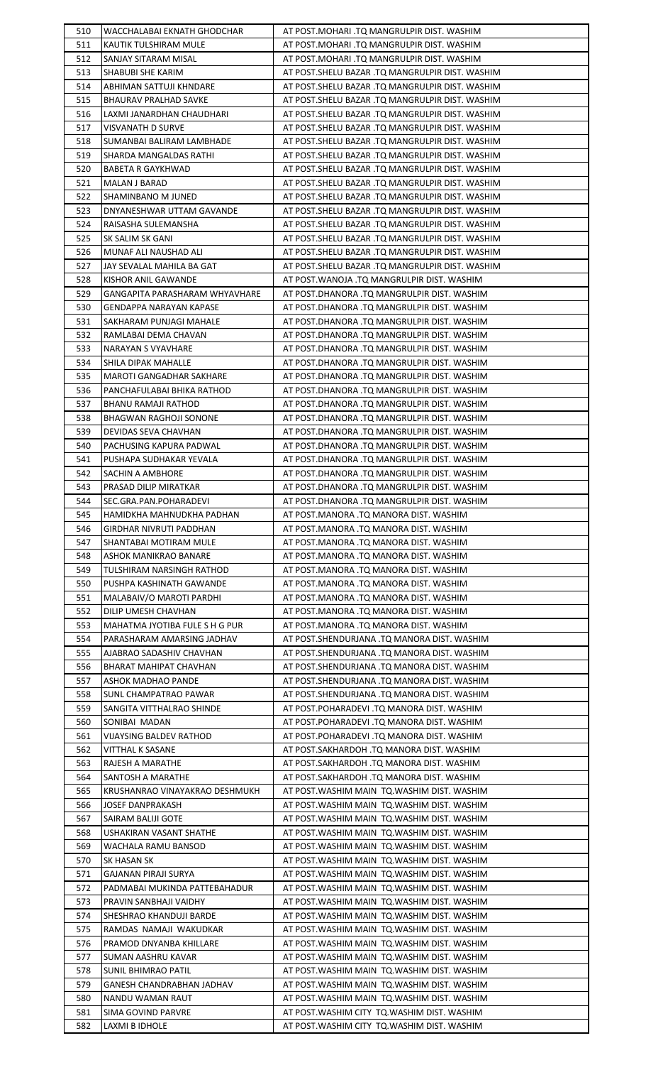| 510 | WACCHALABAI EKNATH GHODCHAR | AT POST.MOHARI .TQ MANGRULPIR DIST. WASHIM |
|---|---|---|
| 511 | KAUTIK TULSHIRAM MULE | AT POST.MOHARI .TQ MANGRULPIR DIST. WASHIM |
| 512 | SANJAY SITARAM MISAL | AT POST.MOHARI .TQ MANGRULPIR DIST. WASHIM |
| 513 | SHABUBI SHE KARIM | AT POST.SHELU BAZAR .TQ MANGRULPIR DIST. WASHIM |
| 514 | ABHIMAN SATTUJI KHNDARE | AT POST.SHELU BAZAR .TQ MANGRULPIR DIST. WASHIM |
| 515 | BHAURAV PRALHAD SAVKE | AT POST.SHELU BAZAR .TQ MANGRULPIR DIST. WASHIM |
| 516 | LAXMI JANARDHAN CHAUDHARI | AT POST.SHELU BAZAR .TQ MANGRULPIR DIST. WASHIM |
| 517 | VISVANATH D SURVE | AT POST.SHELU BAZAR .TQ MANGRULPIR DIST. WASHIM |
| 518 | SUMANBAI BALIRAM LAMBHADE | AT POST.SHELU BAZAR .TQ MANGRULPIR DIST. WASHIM |
| 519 | SHARDA MANGALDAS RATHI | AT POST.SHELU BAZAR .TQ MANGRULPIR DIST. WASHIM |
| 520 | BABETA R GAYKHWAD | AT POST.SHELU BAZAR .TQ MANGRULPIR DIST. WASHIM |
| 521 | MALAN J BARAD | AT POST.SHELU BAZAR .TQ MANGRULPIR DIST. WASHIM |
| 522 | SHAMINBANO M JUNED | AT POST.SHELU BAZAR .TQ MANGRULPIR DIST. WASHIM |
| 523 | DNYANESHWAR UTTAM GAVANDE | AT POST.SHELU BAZAR .TQ MANGRULPIR DIST. WASHIM |
| 524 | RAISASHA SULEMANSHA | AT POST.SHELU BAZAR .TQ MANGRULPIR DIST. WASHIM |
| 525 | SK SALIM SK GANI | AT POST.SHELU BAZAR .TQ MANGRULPIR DIST. WASHIM |
| 526 | MUNAF ALI NAUSHAD ALI | AT POST.SHELU BAZAR .TQ MANGRULPIR DIST. WASHIM |
| 527 | JAY SEVALAL MAHILA BA GAT | AT POST.SHELU BAZAR .TQ MANGRULPIR DIST. WASHIM |
| 528 | KISHOR ANIL GAWANDE | AT POST.WANOJA .TQ MANGRULPIR DIST. WASHIM |
| 529 | GANGAPITA PARASHARAM WHYAVHARE | AT POST.DHANORA .TQ MANGRULPIR DIST. WASHIM |
| 530 | GENDAPPA NARAYAN KAPASE | AT POST.DHANORA .TQ MANGRULPIR DIST. WASHIM |
| 531 | SAKHARAM PUNJAGI MAHALE | AT POST.DHANORA .TQ MANGRULPIR DIST. WASHIM |
| 532 | RAMLABAI DEMA CHAVAN | AT POST.DHANORA .TQ MANGRULPIR DIST. WASHIM |
| 533 | NARAYAN S VYAVHARE | AT POST.DHANORA .TQ MANGRULPIR DIST. WASHIM |
| 534 | SHILA DIPAK MAHALLE | AT POST.DHANORA .TQ MANGRULPIR DIST. WASHIM |
| 535 | MAROTI GANGADHAR SAKHARE | AT POST.DHANORA .TQ MANGRULPIR DIST. WASHIM |
| 536 | PANCHAFULABAI BHIKA RATHOD | AT POST.DHANORA .TQ MANGRULPIR DIST. WASHIM |
| 537 | BHANU RAMAJI RATHOD | AT POST.DHANORA .TQ MANGRULPIR DIST. WASHIM |
| 538 | BHAGWAN RAGHOJI SONONE | AT POST.DHANORA .TQ MANGRULPIR DIST. WASHIM |
| 539 | DEVIDAS SEVA CHAVHAN | AT POST.DHANORA .TQ MANGRULPIR DIST. WASHIM |
| 540 | PACHUSING KAPURA PADWAL | AT POST.DHANORA .TQ MANGRULPIR DIST. WASHIM |
| 541 | PUSHAPA SUDHAKAR YEVALA | AT POST.DHANORA .TQ MANGRULPIR DIST. WASHIM |
| 542 | SACHIN A AMBHORE | AT POST.DHANORA .TQ MANGRULPIR DIST. WASHIM |
| 543 | PRASAD DILIP MIRATKAR | AT POST.DHANORA .TQ MANGRULPIR DIST. WASHIM |
| 544 | SEC.GRA.PAN.POHARADEVI | AT POST.DHANORA .TQ MANGRULPIR DIST. WASHIM |
| 545 | HAMIDKHA MAHNUDKHA PADHAN | AT POST.MANORA .TQ MANORA DIST. WASHIM |
| 546 | GIRDHAR NIVRUTI PADDHAN | AT POST.MANORA .TQ MANORA DIST. WASHIM |
| 547 | SHANTABAI MOTIRAM MULE | AT POST.MANORA .TQ MANORA DIST. WASHIM |
| 548 | ASHOK MANIKRAO BANARE | AT POST.MANORA .TQ MANORA DIST. WASHIM |
| 549 | TULSHIRAM NARSINGH RATHOD | AT POST.MANORA .TQ MANORA DIST. WASHIM |
| 550 | PUSHPA KASHINATH GAWANDE | AT POST.MANORA .TQ MANORA DIST. WASHIM |
| 551 | MALABAIV/O MAROTI PARDHI | AT POST.MANORA .TQ MANORA DIST. WASHIM |
| 552 | DILIP UMESH CHAVHAN | AT POST.MANORA .TQ MANORA DIST. WASHIM |
| 553 | MAHATMA JYOTIBA FULE S H G PUR | AT POST.MANORA .TQ MANORA DIST. WASHIM |
| 554 | PARASHARAM AMARSING JADHAV | AT POST.SHENDURJANA .TQ MANORA DIST. WASHIM |
| 555 | AJABRAO SADASHIV CHAVHAN | AT POST.SHENDURJANA .TQ MANORA DIST. WASHIM |
| 556 | BHARAT MAHIPAT CHAVHAN | AT POST.SHENDURJANA .TQ MANORA DIST. WASHIM |
| 557 | ASHOK MADHAO PANDE | AT POST.SHENDURJANA .TQ MANORA DIST. WASHIM |
| 558 | SUNL CHAMPATRAO PAWAR | AT POST.SHENDURJANA .TQ MANORA DIST. WASHIM |
| 559 | SANGITA VITTHALRAO SHINDE | AT POST.POHARADEVI .TQ MANORA DIST. WASHIM |
| 560 | SONIBAI MADAN | AT POST.POHARADEVI .TQ MANORA DIST. WASHIM |
| 561 | VIJAYSING BALDEV RATHOD | AT POST.POHARADEVI .TQ MANORA DIST. WASHIM |
| 562 | VITTHAL K SASANE | AT POST.SAKHARDOH .TQ MANORA DIST. WASHIM |
| 563 | RAJESH A MARATHE | AT POST.SAKHARDOH .TQ MANORA DIST. WASHIM |
| 564 | SANTOSH A MARATHE | AT POST.SAKHARDOH .TQ MANORA DIST. WASHIM |
| 565 | KRUSHANRAO VINAYAKRAO DESHMUKH | AT POST.WASHIM MAIN TQ.WASHIM DIST. WASHIM |
| 566 | JOSEF DANPRAKASH | AT POST.WASHIM MAIN TQ.WASHIM DIST. WASHIM |
| 567 | SAIRAM BALIJI GOTE | AT POST.WASHIM MAIN TQ.WASHIM DIST. WASHIM |
| 568 | USHAKIRAN VASANT SHATHE | AT POST.WASHIM MAIN TQ.WASHIM DIST. WASHIM |
| 569 | WACHALA RAMU BANSOD | AT POST.WASHIM MAIN TQ.WASHIM DIST. WASHIM |
| 570 | SK HASAN SK | AT POST.WASHIM MAIN TQ.WASHIM DIST. WASHIM |
| 571 | GAJANAN PIRAJI SURYA | AT POST.WASHIM MAIN TQ.WASHIM DIST. WASHIM |
| 572 | PADMABAI MUKINDA PATTEBAHADUR | AT POST.WASHIM MAIN TQ.WASHIM DIST. WASHIM |
| 573 | PRAVIN SANBHAJI VAIDHY | AT POST.WASHIM MAIN TQ.WASHIM DIST. WASHIM |
| 574 | SHESHRAO KHANDUJI BARDE | AT POST.WASHIM MAIN TQ.WASHIM DIST. WASHIM |
| 575 | RAMDAS NAMAJI WAKUDKAR | AT POST.WASHIM MAIN TQ.WASHIM DIST. WASHIM |
| 576 | PRAMOD DNYANBA KHILLARE | AT POST.WASHIM MAIN TQ.WASHIM DIST. WASHIM |
| 577 | SUMAN AASHRU KAVAR | AT POST.WASHIM MAIN TQ.WASHIM DIST. WASHIM |
| 578 | SUNIL BHIMRAO PATIL | AT POST.WASHIM MAIN TQ.WASHIM DIST. WASHIM |
| 579 | GANESH CHANDRABHAN JADHAV | AT POST.WASHIM MAIN TQ.WASHIM DIST. WASHIM |
| 580 | NANDU WAMAN RAUT | AT POST.WASHIM MAIN TQ.WASHIM DIST. WASHIM |
| 581 | SIMA GOVIND PARVRE | AT POST.WASHIM CITY TQ.WASHIM DIST. WASHIM |
| 582 | LAXMI B IDHOLE | AT POST.WASHIM CITY TQ.WASHIM DIST. WASHIM |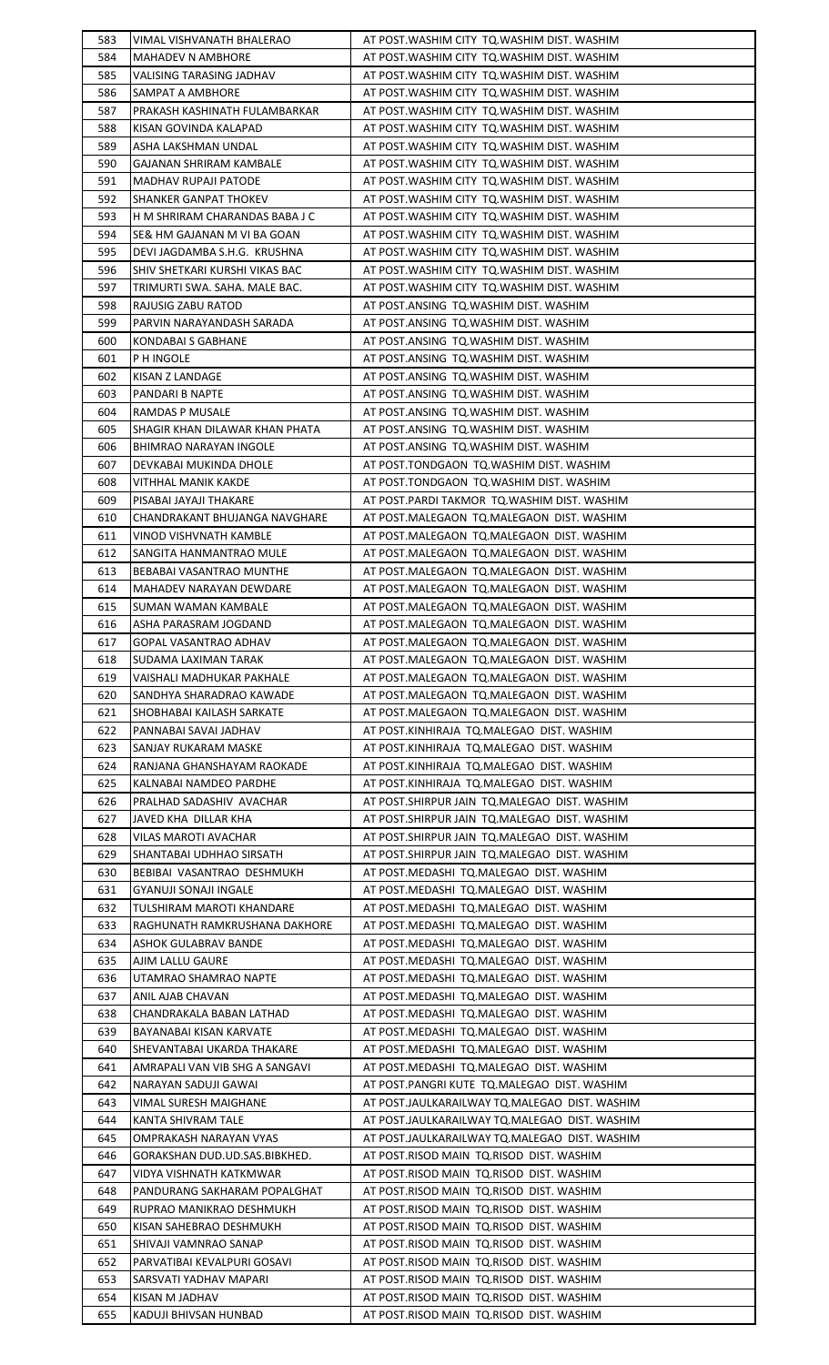| | | |
|---|---|---|
| 583 | VIMAL VISHVANATH BHALERAO | AT POST.WASHIM CITY TQ.WASHIM DIST. WASHIM |
| 584 | MAHADEV N AMBHORE | AT POST.WASHIM CITY TQ.WASHIM DIST. WASHIM |
| 585 | VALISING TARASING JADHAV | AT POST.WASHIM CITY TQ.WASHIM DIST. WASHIM |
| 586 | SAMPAT A AMBHORE | AT POST.WASHIM CITY TQ.WASHIM DIST. WASHIM |
| 587 | PRAKASH KASHINATH FULAMBARKAR | AT POST.WASHIM CITY TQ.WASHIM DIST. WASHIM |
| 588 | KISAN GOVINDA KALAPAD | AT POST.WASHIM CITY TQ.WASHIM DIST. WASHIM |
| 589 | ASHA LAKSHMAN UNDAL | AT POST.WASHIM CITY TQ.WASHIM DIST. WASHIM |
| 590 | GAJANAN SHRIRAM KAMBALE | AT POST.WASHIM CITY TQ.WASHIM DIST. WASHIM |
| 591 | MADHAV RUPAJI PATODE | AT POST.WASHIM CITY TQ.WASHIM DIST. WASHIM |
| 592 | SHANKER GANPAT THOKEV | AT POST.WASHIM CITY TQ.WASHIM DIST. WASHIM |
| 593 | H M SHRIRAM CHARANDAS BABA J C | AT POST.WASHIM CITY TQ.WASHIM DIST. WASHIM |
| 594 | SE& HM GAJANAN M VI BA GOAN | AT POST.WASHIM CITY TQ.WASHIM DIST. WASHIM |
| 595 | DEVI JAGDAMBA S.H.G. KRUSHNA | AT POST.WASHIM CITY TQ.WASHIM DIST. WASHIM |
| 596 | SHIV SHETKARI KURSHI VIKAS BAC | AT POST.WASHIM CITY TQ.WASHIM DIST. WASHIM |
| 597 | TRIMURTI SWA. SAHA. MALE BAC. | AT POST.WASHIM CITY TQ.WASHIM DIST. WASHIM |
| 598 | RAJUSIG ZABU RATOD | AT POST.ANSING TQ.WASHIM DIST. WASHIM |
| 599 | PARVIN NARAYANDASH SARADA | AT POST.ANSING TQ.WASHIM DIST. WASHIM |
| 600 | KONDABAI S GABHANE | AT POST.ANSING TQ.WASHIM DIST. WASHIM |
| 601 | P H INGOLE | AT POST.ANSING TQ.WASHIM DIST. WASHIM |
| 602 | KISAN Z LANDAGE | AT POST.ANSING TQ.WASHIM DIST. WASHIM |
| 603 | PANDARI B NAPTE | AT POST.ANSING TQ.WASHIM DIST. WASHIM |
| 604 | RAMDAS P MUSALE | AT POST.ANSING TQ.WASHIM DIST. WASHIM |
| 605 | SHAGIR KHAN DILAWAR KHAN PHATA | AT POST.ANSING TQ.WASHIM DIST. WASHIM |
| 606 | BHIMRAO NARAYAN INGOLE | AT POST.ANSING TQ.WASHIM DIST. WASHIM |
| 607 | DEVKABAI MUKINDA DHOLE | AT POST.TONDGAON TQ.WASHIM DIST. WASHIM |
| 608 | VITHHAL MANIK KAKDE | AT POST.TONDGAON TQ.WASHIM DIST. WASHIM |
| 609 | PISABAI JAYAJI THAKARE | AT POST.PARDI TAKMOR TQ.WASHIM DIST. WASHIM |
| 610 | CHANDRAKANT BHUJANGA NAVGHARE | AT POST.MALEGAON TQ.MALEGAON DIST. WASHIM |
| 611 | VINOD VISHVNATH KAMBLE | AT POST.MALEGAON TQ.MALEGAON DIST. WASHIM |
| 612 | SANGITA HANMANTRAO MULE | AT POST.MALEGAON TQ.MALEGAON DIST. WASHIM |
| 613 | BEBABAI VASANTRAO MUNTHE | AT POST.MALEGAON TQ.MALEGAON DIST. WASHIM |
| 614 | MAHADEV NARAYAN DEWDARE | AT POST.MALEGAON TQ.MALEGAON DIST. WASHIM |
| 615 | SUMAN WAMAN KAMBALE | AT POST.MALEGAON TQ.MALEGAON DIST. WASHIM |
| 616 | ASHA PARASRAM JOGDAND | AT POST.MALEGAON TQ.MALEGAON DIST. WASHIM |
| 617 | GOPAL VASANTRAO ADHAV | AT POST.MALEGAON TQ.MALEGAON DIST. WASHIM |
| 618 | SUDAMA LAXIMAN TARAK | AT POST.MALEGAON TQ.MALEGAON DIST. WASHIM |
| 619 | VAISHALI MADHUKAR PAKHALE | AT POST.MALEGAON TQ.MALEGAON DIST. WASHIM |
| 620 | SANDHYA SHARADRAO KAWADE | AT POST.MALEGAON TQ.MALEGAON DIST. WASHIM |
| 621 | SHOBHABAI KAILASH SARKATE | AT POST.MALEGAON TQ.MALEGAON DIST. WASHIM |
| 622 | PANNABAI SAVAI JADHAV | AT POST.KINHIRAJA TQ.MALEGAO DIST. WASHIM |
| 623 | SANJAY RUKARAM MASKE | AT POST.KINHIRAJA TQ.MALEGAO DIST. WASHIM |
| 624 | RANJANA GHANSHAYAM RAOKADE | AT POST.KINHIRAJA TQ.MALEGAO DIST. WASHIM |
| 625 | KALNABAI NAMDEO PARDHE | AT POST.KINHIRAJA TQ.MALEGAO DIST. WASHIM |
| 626 | PRALHAD SADASHIV AVACHAR | AT POST.SHIRPUR JAIN TQ.MALEGAO DIST. WASHIM |
| 627 | JAVED KHA DILLAR KHA | AT POST.SHIRPUR JAIN TQ.MALEGAO DIST. WASHIM |
| 628 | VILAS MAROTI AVACHAR | AT POST.SHIRPUR JAIN TQ.MALEGAO DIST. WASHIM |
| 629 | SHANTABAI UDHHAO SIRSATH | AT POST.SHIRPUR JAIN TQ.MALEGAO DIST. WASHIM |
| 630 | BEBIBAI VASANTRAO DESHMUKH | AT POST.MEDASHI TQ.MALEGAO DIST. WASHIM |
| 631 | GYANUJI SONAJI INGALE | AT POST.MEDASHI TQ.MALEGAO DIST. WASHIM |
| 632 | TULSHIRAM MAROTI KHANDARE | AT POST.MEDASHI TQ.MALEGAO DIST. WASHIM |
| 633 | RAGHUNATH RAMKRUSHANA DAKHORE | AT POST.MEDASHI TQ.MALEGAO DIST. WASHIM |
| 634 | ASHOK GULABRAV BANDE | AT POST.MEDASHI TQ.MALEGAO DIST. WASHIM |
| 635 | AJIM LALLU GAURE | AT POST.MEDASHI TQ.MALEGAO DIST. WASHIM |
| 636 | UTAMRAO SHAMRAO NAPTE | AT POST.MEDASHI TQ.MALEGAO DIST. WASHIM |
| 637 | ANIL AJAB CHAVAN | AT POST.MEDASHI TQ.MALEGAO DIST. WASHIM |
| 638 | CHANDRAKALA BABAN LATHAD | AT POST.MEDASHI TQ.MALEGAO DIST. WASHIM |
| 639 | BAYANABAI KISAN KARVATE | AT POST.MEDASHI TQ.MALEGAO DIST. WASHIM |
| 640 | SHEVANTABAI UKARDA THAKARE | AT POST.MEDASHI TQ.MALEGAO DIST. WASHIM |
| 641 | AMRAPALI VAN VIB SHG A SANGAVI | AT POST.MEDASHI TQ.MALEGAO DIST. WASHIM |
| 642 | NARAYAN SADUJI GAWAI | AT POST.PANGRI KUTE TQ.MALEGAO DIST. WASHIM |
| 643 | VIMAL SURESH MAIGHANE | AT POST.JAULKARAILWAY TQ.MALEGAO DIST. WASHIM |
| 644 | KANTA SHIVRAM TALE | AT POST.JAULKARAILWAY TQ.MALEGAO DIST. WASHIM |
| 645 | OMPRAKASH NARAYAN VYAS | AT POST.JAULKARAILWAY TQ.MALEGAO DIST. WASHIM |
| 646 | GORAKSHAN DUD.UD.SAS.BIBKHED. | AT POST.RISOD MAIN TQ.RISOD DIST. WASHIM |
| 647 | VIDYA VISHNATH KATKMWAR | AT POST.RISOD MAIN TQ.RISOD DIST. WASHIM |
| 648 | PANDURANG SAKHARAM POPALGHAT | AT POST.RISOD MAIN TQ.RISOD DIST. WASHIM |
| 649 | RUPRAO MANIKRAO DESHMUKH | AT POST.RISOD MAIN TQ.RISOD DIST. WASHIM |
| 650 | KISAN SAHEBRAO DESHMUKH | AT POST.RISOD MAIN TQ.RISOD DIST. WASHIM |
| 651 | SHIVAJI VAMNRAO SANAP | AT POST.RISOD MAIN TQ.RISOD DIST. WASHIM |
| 652 | PARVATIBAI KEVALPURI GOSAVI | AT POST.RISOD MAIN TQ.RISOD DIST. WASHIM |
| 653 | SARSVATI YADHAV MAPARI | AT POST.RISOD MAIN TQ.RISOD DIST. WASHIM |
| 654 | KISAN M JADHAV | AT POST.RISOD MAIN TQ.RISOD DIST. WASHIM |
| 655 | KADUJI BHIVSAN HUNBAD | AT POST.RISOD MAIN TQ.RISOD DIST. WASHIM |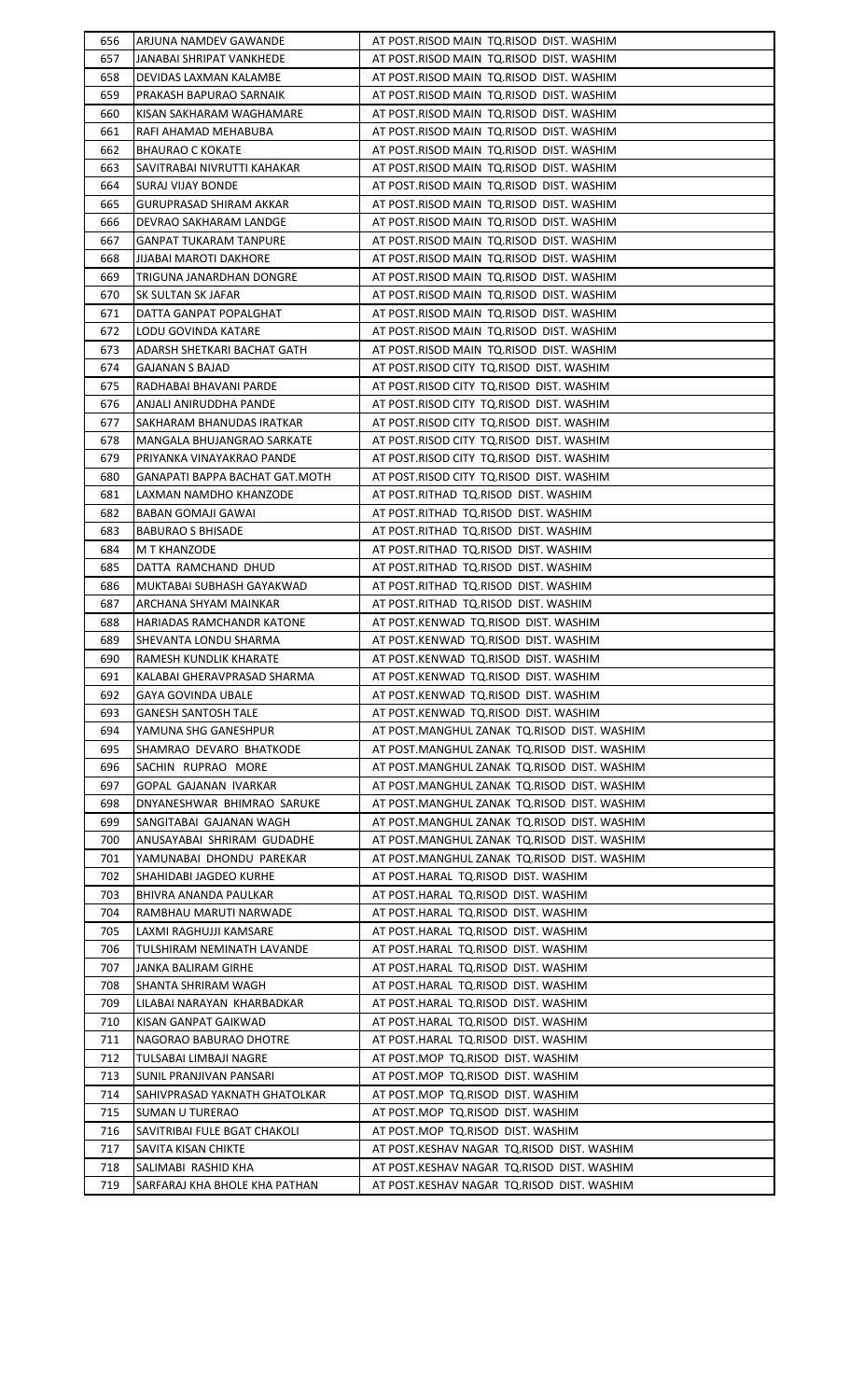| | | |
|---|---|---|
| 656 | ARJUNA NAMDEV GAWANDE | AT POST.RISOD MAIN TQ.RISOD DIST. WASHIM |
| 657 | JANABAI SHRIPAT VANKHEDE | AT POST.RISOD MAIN TQ.RISOD DIST. WASHIM |
| 658 | DEVIDAS LAXMAN KALAMBE | AT POST.RISOD MAIN TQ.RISOD DIST. WASHIM |
| 659 | PRAKASH BAPURAO SARNAIK | AT POST.RISOD MAIN TQ.RISOD DIST. WASHIM |
| 660 | KISAN SAKHARAM WAGHAMARE | AT POST.RISOD MAIN TQ.RISOD DIST. WASHIM |
| 661 | RAFI AHAMAD MEHABUBA | AT POST.RISOD MAIN TQ.RISOD DIST. WASHIM |
| 662 | BHAURAO C KOKATE | AT POST.RISOD MAIN TQ.RISOD DIST. WASHIM |
| 663 | SAVITRABAI NIVRUTTI KAHAKAR | AT POST.RISOD MAIN TQ.RISOD DIST. WASHIM |
| 664 | SURAJ VIJAY BONDE | AT POST.RISOD MAIN TQ.RISOD DIST. WASHIM |
| 665 | GURUPRASAD SHIRAM AKKAR | AT POST.RISOD MAIN TQ.RISOD DIST. WASHIM |
| 666 | DEVRAO SAKHARAM LANDGE | AT POST.RISOD MAIN TQ.RISOD DIST. WASHIM |
| 667 | GANPAT TUKARAM TANPURE | AT POST.RISOD MAIN TQ.RISOD DIST. WASHIM |
| 668 | JIJABAI MAROTI DAKHORE | AT POST.RISOD MAIN TQ.RISOD DIST. WASHIM |
| 669 | TRIGUNA JANARDHAN DONGRE | AT POST.RISOD MAIN TQ.RISOD DIST. WASHIM |
| 670 | SK SULTAN SK JAFAR | AT POST.RISOD MAIN TQ.RISOD DIST. WASHIM |
| 671 | DATTA GANPAT POPALGHAT | AT POST.RISOD MAIN TQ.RISOD DIST. WASHIM |
| 672 | LODU GOVINDA KATARE | AT POST.RISOD MAIN TQ.RISOD DIST. WASHIM |
| 673 | ADARSH SHETKARI BACHAT GATH | AT POST.RISOD MAIN TQ.RISOD DIST. WASHIM |
| 674 | GAJANAN S BAJAD | AT POST.RISOD CITY TQ.RISOD DIST. WASHIM |
| 675 | RADHABAI BHAVANI PARDE | AT POST.RISOD CITY TQ.RISOD DIST. WASHIM |
| 676 | ANJALI ANIRUDDHA PANDE | AT POST.RISOD CITY TQ.RISOD DIST. WASHIM |
| 677 | SAKHARAM BHANUDAS IRATKAR | AT POST.RISOD CITY TQ.RISOD DIST. WASHIM |
| 678 | MANGALA BHUJANGRAO SARKATE | AT POST.RISOD CITY TQ.RISOD DIST. WASHIM |
| 679 | PRIYANKA VINAYAKRAO PANDE | AT POST.RISOD CITY TQ.RISOD DIST. WASHIM |
| 680 | GANAPATI BAPPA BACHAT GAT.MOTH | AT POST.RISOD CITY TQ.RISOD DIST. WASHIM |
| 681 | LAXMAN NAMDHO KHANZODE | AT POST.RITHAD TQ.RISOD DIST. WASHIM |
| 682 | BABAN GOMAJI GAWAI | AT POST.RITHAD TQ.RISOD DIST. WASHIM |
| 683 | BABURAO S BHISADE | AT POST.RITHAD TQ.RISOD DIST. WASHIM |
| 684 | M T KHANZODE | AT POST.RITHAD TQ.RISOD DIST. WASHIM |
| 685 | DATTA RAMCHAND DHUD | AT POST.RITHAD TQ.RISOD DIST. WASHIM |
| 686 | MUKTABAI SUBHASH GAYAKWAD | AT POST.RITHAD TQ.RISOD DIST. WASHIM |
| 687 | ARCHANA SHYAM MAINKAR | AT POST.RITHAD TQ.RISOD DIST. WASHIM |
| 688 | HARIADAS RAMCHANDR KATONE | AT POST.KENWAD TQ.RISOD DIST. WASHIM |
| 689 | SHEVANTA LONDU SHARMA | AT POST.KENWAD TQ.RISOD DIST. WASHIM |
| 690 | RAMESH KUNDLIK KHARATE | AT POST.KENWAD TQ.RISOD DIST. WASHIM |
| 691 | KALABAI GHERAVPRASAD SHARMA | AT POST.KENWAD TQ.RISOD DIST. WASHIM |
| 692 | GAYA GOVINDA UBALE | AT POST.KENWAD TQ.RISOD DIST. WASHIM |
| 693 | GANESH SANTOSH TALE | AT POST.KENWAD TQ.RISOD DIST. WASHIM |
| 694 | YAMUNA SHG GANESHPUR | AT POST.MANGHUL ZANAK TQ.RISOD DIST. WASHIM |
| 695 | SHAMRAO DEVARO BHATKODE | AT POST.MANGHUL ZANAK TQ.RISOD DIST. WASHIM |
| 696 | SACHIN RUPRAO MORE | AT POST.MANGHUL ZANAK TQ.RISOD DIST. WASHIM |
| 697 | GOPAL GAJANAN IVARKAR | AT POST.MANGHUL ZANAK TQ.RISOD DIST. WASHIM |
| 698 | DNYANESHWAR BHIMRAO SARUKE | AT POST.MANGHUL ZANAK TQ.RISOD DIST. WASHIM |
| 699 | SANGITABAI GAJANAN WAGH | AT POST.MANGHUL ZANAK TQ.RISOD DIST. WASHIM |
| 700 | ANUSAYABAI SHRIRAM GUDADHE | AT POST.MANGHUL ZANAK TQ.RISOD DIST. WASHIM |
| 701 | YAMUNABAI DHONDU PAREKAR | AT POST.MANGHUL ZANAK TQ.RISOD DIST. WASHIM |
| 702 | SHAHIDABI JAGDEO KURHE | AT POST.HARAL TQ.RISOD DIST. WASHIM |
| 703 | BHIVRA ANANDA PAULKAR | AT POST.HARAL TQ.RISOD DIST. WASHIM |
| 704 | RAMBHAU MARUTI NARWADE | AT POST.HARAL TQ.RISOD DIST. WASHIM |
| 705 | LAXMI RAGHUJJI KAMSARE | AT POST.HARAL TQ.RISOD DIST. WASHIM |
| 706 | TULSHIRAM NEMINATH LAVANDE | AT POST.HARAL TQ.RISOD DIST. WASHIM |
| 707 | JANKA BALIRAM GIRHE | AT POST.HARAL TQ.RISOD DIST. WASHIM |
| 708 | SHANTA SHRIRAM WAGH | AT POST.HARAL TQ.RISOD DIST. WASHIM |
| 709 | LILABAI NARAYAN KHARBADKAR | AT POST.HARAL TQ.RISOD DIST. WASHIM |
| 710 | KISAN GANPAT GAIKWAD | AT POST.HARAL TQ.RISOD DIST. WASHIM |
| 711 | NAGORAO BABURAO DHOTRE | AT POST.HARAL TQ.RISOD DIST. WASHIM |
| 712 | TULSABAI LIMBAJI NAGRE | AT POST.MOP TQ.RISOD DIST. WASHIM |
| 713 | SUNIL PRANJIVAN PANSARI | AT POST.MOP TQ.RISOD DIST. WASHIM |
| 714 | SAHIVPRASAD YAKNATH GHATOLKAR | AT POST.MOP TQ.RISOD DIST. WASHIM |
| 715 | SUMAN U TURERAO | AT POST.MOP TQ.RISOD DIST. WASHIM |
| 716 | SAVITRIBAI FULE BGAT CHAKOLI | AT POST.MOP TQ.RISOD DIST. WASHIM |
| 717 | SAVITA KISAN CHIKTE | AT POST.KESHAV NAGAR TQ.RISOD DIST. WASHIM |
| 718 | SALIMABI RASHID KHA | AT POST.KESHAV NAGAR TQ.RISOD DIST. WASHIM |
| 719 | SARFARAJ KHA BHOLE KHA PATHAN | AT POST.KESHAV NAGAR TQ.RISOD DIST. WASHIM |